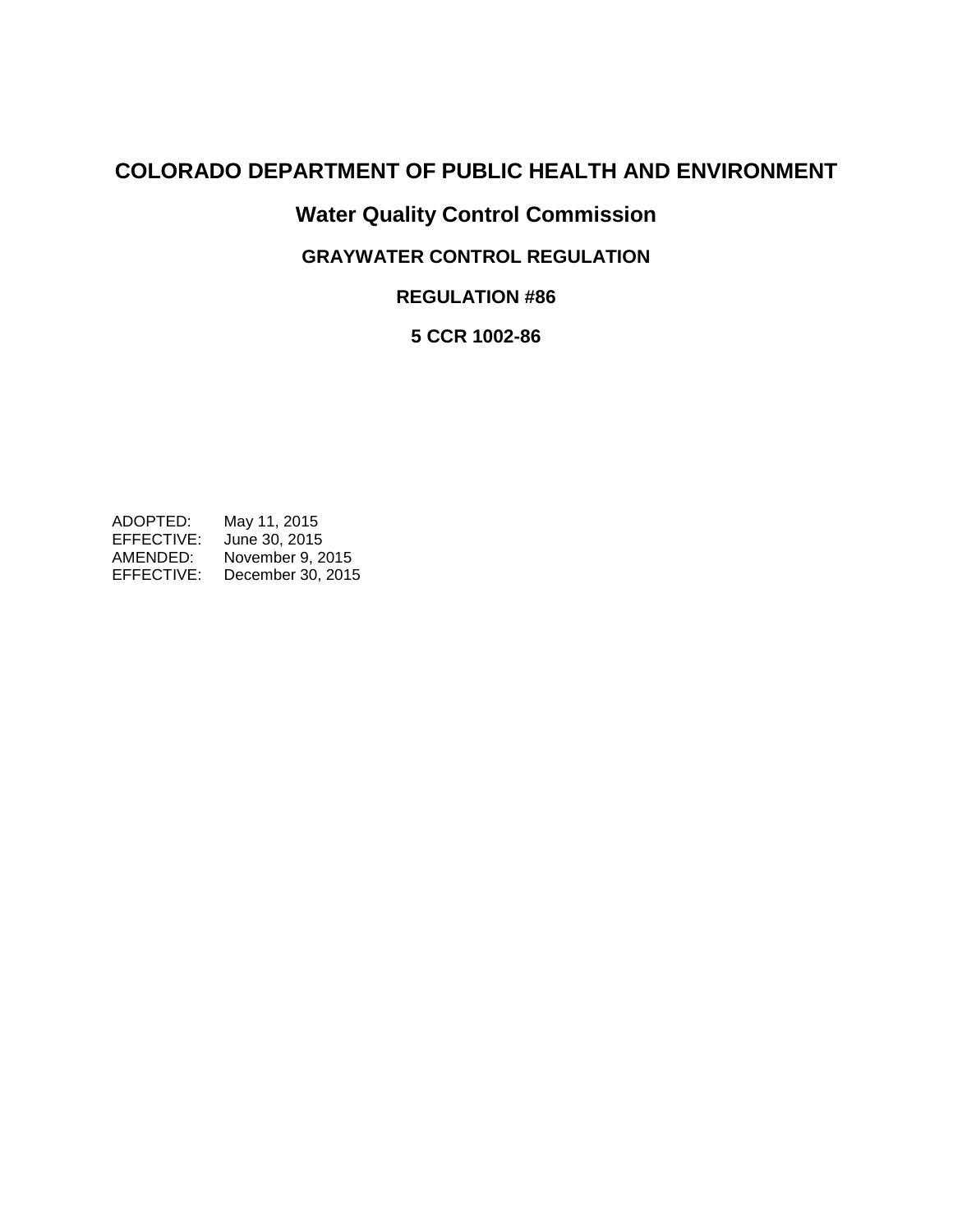# COLORADO DEPARTMENT OF PUBLIC HEALTH AND ENVIRONMENT

## Water Quality Control Commission

### GRAYWATER CONTROL REGULATION

### REGULATION #86

### 5 CCR 1002-86

ADOPTED: May 11, 2015
EFFECTIVE: June 30, 2015
AMENDED: November 9, 2015
EFFECTIVE: December 30, 2015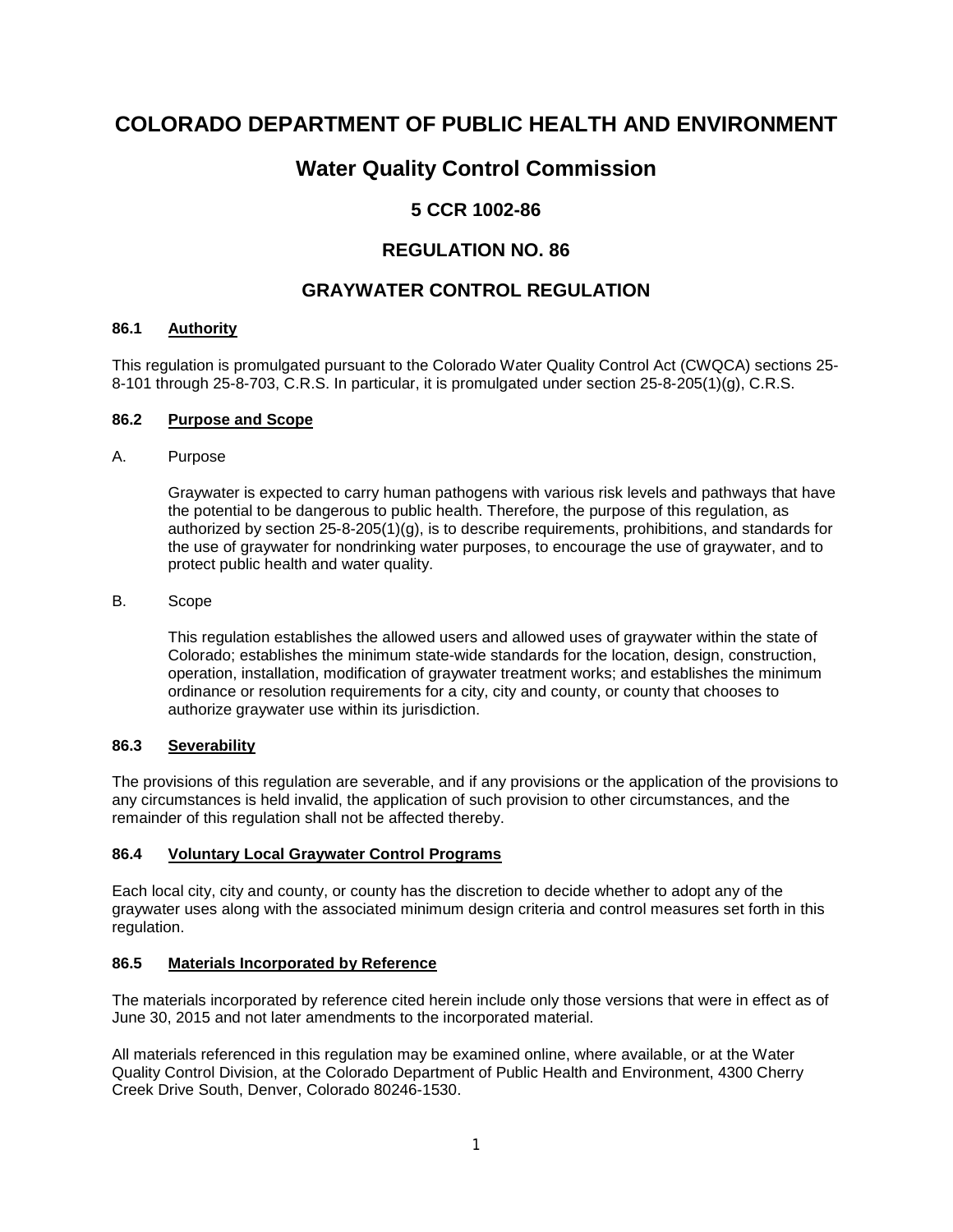# COLORADO DEPARTMENT OF PUBLIC HEALTH AND ENVIRONMENT

## Water Quality Control Commission

### 5 CCR 1002-86

### REGULATION NO. 86

### GRAYWATER CONTROL REGULATION

#### 86.1 Authority

This regulation is promulgated pursuant to the Colorado Water Quality Control Act (CWQCA) sections 25-8-101 through 25-8-703, C.R.S. In particular, it is promulgated under section 25-8-205(1)(g), C.R.S.

#### 86.2 Purpose and Scope

A. Purpose

Graywater is expected to carry human pathogens with various risk levels and pathways that have the potential to be dangerous to public health. Therefore, the purpose of this regulation, as authorized by section 25-8-205(1)(g), is to describe requirements, prohibitions, and standards for the use of graywater for nondrinking water purposes, to encourage the use of graywater, and to protect public health and water quality.

B. Scope

This regulation establishes the allowed users and allowed uses of graywater within the state of Colorado; establishes the minimum state-wide standards for the location, design, construction, operation, installation, modification of graywater treatment works; and establishes the minimum ordinance or resolution requirements for a city, city and county, or county that chooses to authorize graywater use within its jurisdiction.

#### 86.3 Severability

The provisions of this regulation are severable, and if any provisions or the application of the provisions to any circumstances is held invalid, the application of such provision to other circumstances, and the remainder of this regulation shall not be affected thereby.

#### 86.4 Voluntary Local Graywater Control Programs

Each local city, city and county, or county has the discretion to decide whether to adopt any of the graywater uses along with the associated minimum design criteria and control measures set forth in this regulation.

#### 86.5 Materials Incorporated by Reference

The materials incorporated by reference cited herein include only those versions that were in effect as of June 30, 2015 and not later amendments to the incorporated material.

All materials referenced in this regulation may be examined online, where available, or at the Water Quality Control Division, at the Colorado Department of Public Health and Environment, 4300 Cherry Creek Drive South, Denver, Colorado 80246-1530.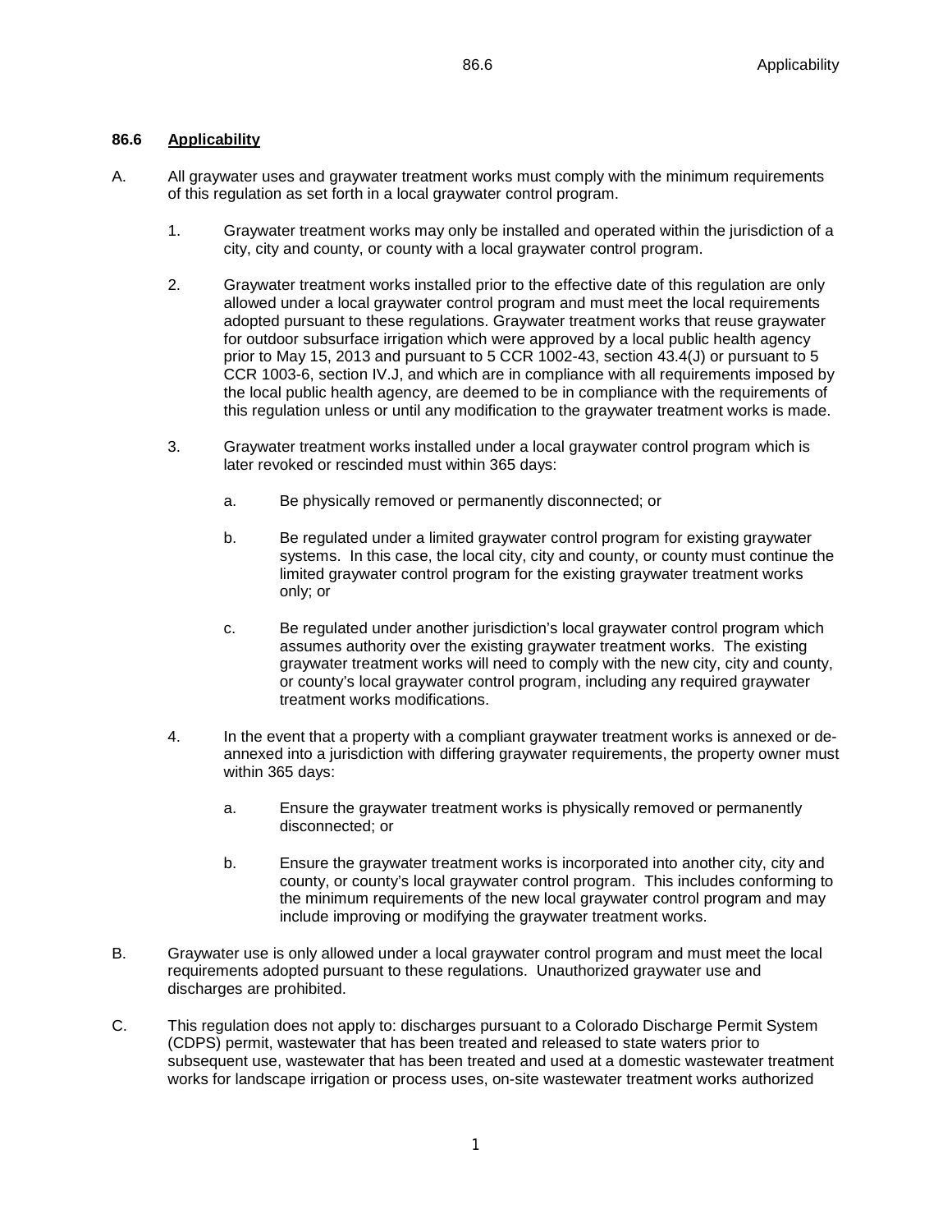## 86.6 Applicability

A. All graywater uses and graywater treatment works must comply with the minimum requirements of this regulation as set forth in a local graywater control program.

   1. Graywater treatment works may only be installed and operated within the jurisdiction of a city, city and county, or county with a local graywater control program.

   2. Graywater treatment works installed prior to the effective date of this regulation are only allowed under a local graywater control program and must meet the local requirements adopted pursuant to these regulations. Graywater treatment works that reuse graywater for outdoor subsurface irrigation which were approved by a local public health agency prior to May 15, 2013 and pursuant to 5 CCR 1002-43, section 43.4(J) or pursuant to 5 CCR 1003-6, section IV.J, and which are in compliance with all requirements imposed by the local public health agency, are deemed to be in compliance with the requirements of this regulation unless or until any modification to the graywater treatment works is made.

   3. Graywater treatment works installed under a local graywater control program which is later revoked or rescinded must within 365 days:

      a. Be physically removed or permanently disconnected; or

      b. Be regulated under a limited graywater control program for existing graywater systems. In this case, the local city, city and county, or county must continue the limited graywater control program for the existing graywater treatment works only; or

      c. Be regulated under another jurisdiction's local graywater control program which assumes authority over the existing graywater treatment works. The existing graywater treatment works will need to comply with the new city, city and county, or county's local graywater control program, including any required graywater treatment works modifications.

   4. In the event that a property with a compliant graywater treatment works is annexed or de-annexed into a jurisdiction with differing graywater requirements, the property owner must within 365 days:

      a. Ensure the graywater treatment works is physically removed or permanently disconnected; or

      b. Ensure the graywater treatment works is incorporated into another city, city and county, or county's local graywater control program. This includes conforming to the minimum requirements of the new local graywater control program and may include improving or modifying the graywater treatment works.

B. Graywater use is only allowed under a local graywater control program and must meet the local requirements adopted pursuant to these regulations. Unauthorized graywater use and discharges are prohibited.

C. This regulation does not apply to: discharges pursuant to a Colorado Discharge Permit System (CDPS) permit, wastewater that has been treated and released to state waters prior to subsequent use, wastewater that has been treated and used at a domestic wastewater treatment works for landscape irrigation or process uses, on-site wastewater treatment works authorized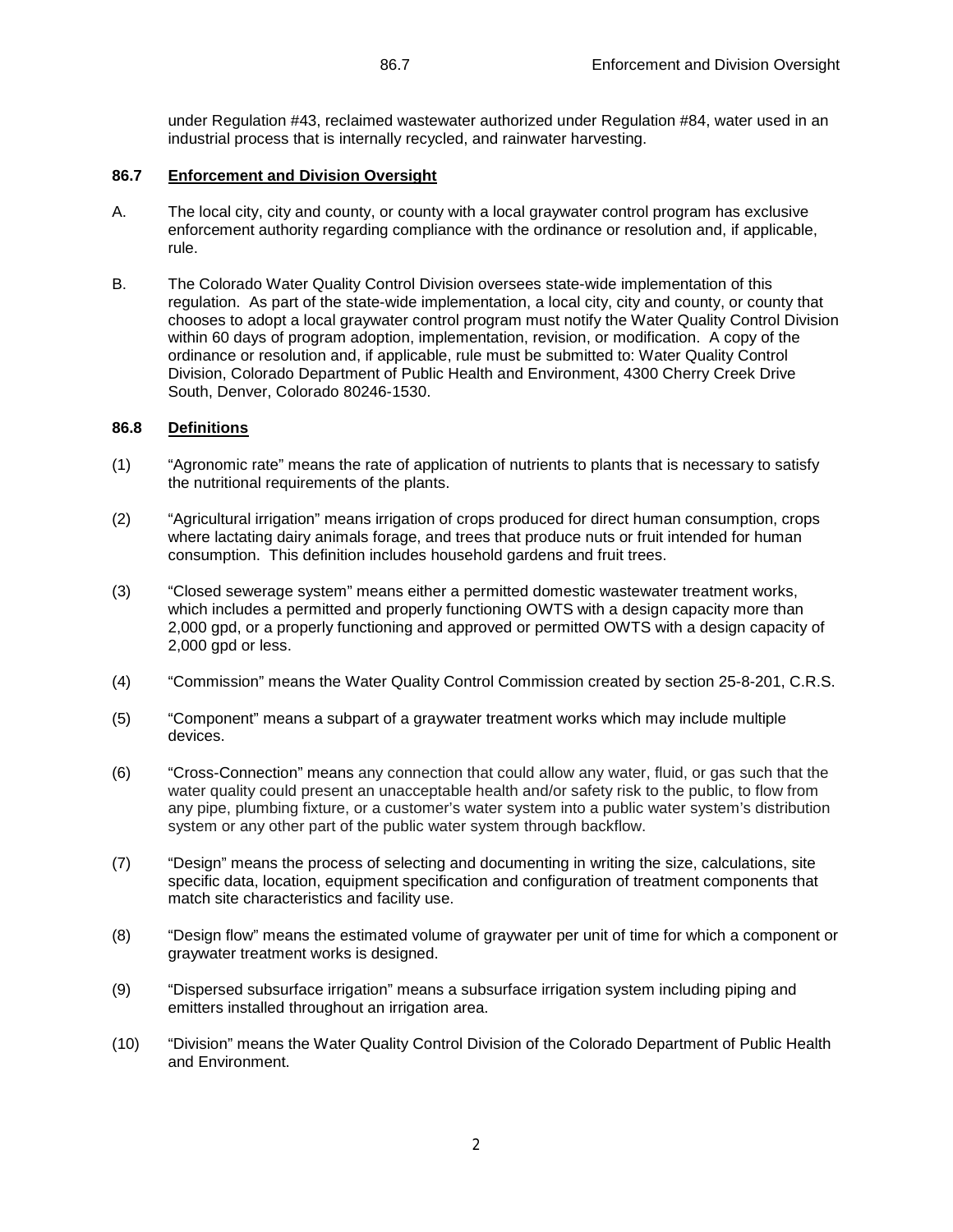under Regulation #43, reclaimed wastewater authorized under Regulation #84, water used in an industrial process that is internally recycled, and rainwater harvesting.

## 86.7 Enforcement and Division Oversight

A. The local city, city and county, or county with a local graywater control program has exclusive enforcement authority regarding compliance with the ordinance or resolution and, if applicable, rule.

B. The Colorado Water Quality Control Division oversees state-wide implementation of this regulation. As part of the state-wide implementation, a local city, city and county, or county that chooses to adopt a local graywater control program must notify the Water Quality Control Division within 60 days of program adoption, implementation, revision, or modification. A copy of the ordinance or resolution and, if applicable, rule must be submitted to: Water Quality Control Division, Colorado Department of Public Health and Environment, 4300 Cherry Creek Drive South, Denver, Colorado 80246-1530.

## 86.8 Definitions

(1) "Agronomic rate" means the rate of application of nutrients to plants that is necessary to satisfy the nutritional requirements of the plants.

(2) "Agricultural irrigation" means irrigation of crops produced for direct human consumption, crops where lactating dairy animals forage, and trees that produce nuts or fruit intended for human consumption. This definition includes household gardens and fruit trees.

(3) "Closed sewerage system" means either a permitted domestic wastewater treatment works, which includes a permitted and properly functioning OWTS with a design capacity more than 2,000 gpd, or a properly functioning and approved or permitted OWTS with a design capacity of 2,000 gpd or less.

(4) "Commission" means the Water Quality Control Commission created by section 25-8-201, C.R.S.

(5) "Component" means a subpart of a graywater treatment works which may include multiple devices.

(6) "Cross-Connection" means any connection that could allow any water, fluid, or gas such that the water quality could present an unacceptable health and/or safety risk to the public, to flow from any pipe, plumbing fixture, or a customer's water system into a public water system's distribution system or any other part of the public water system through backflow.

(7) "Design" means the process of selecting and documenting in writing the size, calculations, site specific data, location, equipment specification and configuration of treatment components that match site characteristics and facility use.

(8) "Design flow" means the estimated volume of graywater per unit of time for which a component or graywater treatment works is designed.

(9) "Dispersed subsurface irrigation" means a subsurface irrigation system including piping and emitters installed throughout an irrigation area.

(10) "Division" means the Water Quality Control Division of the Colorado Department of Public Health and Environment.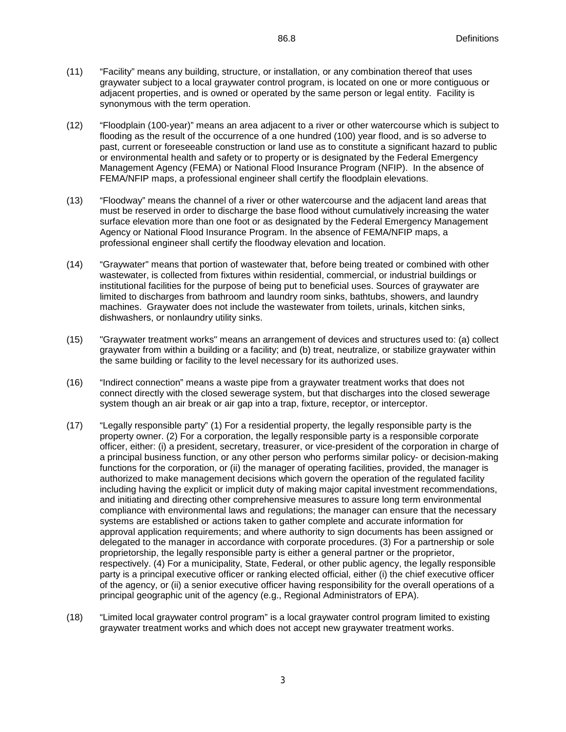(11) "Facility" means any building, structure, or installation, or any combination thereof that uses graywater subject to a local graywater control program, is located on one or more contiguous or adjacent properties, and is owned or operated by the same person or legal entity. Facility is synonymous with the term operation.

(12) "Floodplain (100-year)" means an area adjacent to a river or other watercourse which is subject to flooding as the result of the occurrence of a one hundred (100) year flood, and is so adverse to past, current or foreseeable construction or land use as to constitute a significant hazard to public or environmental health and safety or to property or is designated by the Federal Emergency Management Agency (FEMA) or National Flood Insurance Program (NFIP). In the absence of FEMA/NFIP maps, a professional engineer shall certify the floodplain elevations.

(13) "Floodway" means the channel of a river or other watercourse and the adjacent land areas that must be reserved in order to discharge the base flood without cumulatively increasing the water surface elevation more than one foot or as designated by the Federal Emergency Management Agency or National Flood Insurance Program. In the absence of FEMA/NFIP maps, a professional engineer shall certify the floodway elevation and location.

(14) "Graywater" means that portion of wastewater that, before being treated or combined with other wastewater, is collected from fixtures within residential, commercial, or industrial buildings or institutional facilities for the purpose of being put to beneficial uses. Sources of graywater are limited to discharges from bathroom and laundry room sinks, bathtubs, showers, and laundry machines. Graywater does not include the wastewater from toilets, urinals, kitchen sinks, dishwashers, or nonlaundry utility sinks.

(15) "Graywater treatment works" means an arrangement of devices and structures used to: (a) collect graywater from within a building or a facility; and (b) treat, neutralize, or stabilize graywater within the same building or facility to the level necessary for its authorized uses.

(16) "Indirect connection" means a waste pipe from a graywater treatment works that does not connect directly with the closed sewerage system, but that discharges into the closed sewerage system though an air break or air gap into a trap, fixture, receptor, or interceptor.

(17) "Legally responsible party" (1) For a residential property, the legally responsible party is the property owner. (2) For a corporation, the legally responsible party is a responsible corporate officer, either: (i) a president, secretary, treasurer, or vice-president of the corporation in charge of a principal business function, or any other person who performs similar policy- or decision-making functions for the corporation, or (ii) the manager of operating facilities, provided, the manager is authorized to make management decisions which govern the operation of the regulated facility including having the explicit or implicit duty of making major capital investment recommendations, and initiating and directing other comprehensive measures to assure long term environmental compliance with environmental laws and regulations; the manager can ensure that the necessary systems are established or actions taken to gather complete and accurate information for approval application requirements; and where authority to sign documents has been assigned or delegated to the manager in accordance with corporate procedures. (3) For a partnership or sole proprietorship, the legally responsible party is either a general partner or the proprietor, respectively. (4) For a municipality, State, Federal, or other public agency, the legally responsible party is a principal executive officer or ranking elected official, either (i) the chief executive officer of the agency, or (ii) a senior executive officer having responsibility for the overall operations of a principal geographic unit of the agency (e.g., Regional Administrators of EPA).

(18) "Limited local graywater control program" is a local graywater control program limited to existing graywater treatment works and which does not accept new graywater treatment works.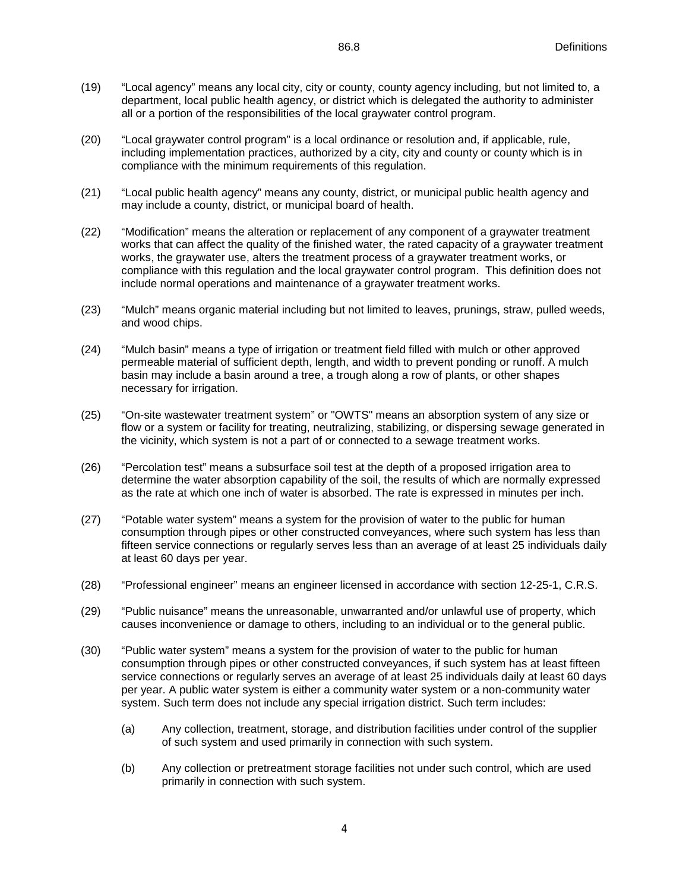(19) "Local agency" means any local city, city or county, county agency including, but not limited to, a department, local public health agency, or district which is delegated the authority to administer all or a portion of the responsibilities of the local graywater control program.

(20) "Local graywater control program" is a local ordinance or resolution and, if applicable, rule, including implementation practices, authorized by a city, city and county or county which is in compliance with the minimum requirements of this regulation.

(21) "Local public health agency" means any county, district, or municipal public health agency and may include a county, district, or municipal board of health.

(22) "Modification" means the alteration or replacement of any component of a graywater treatment works that can affect the quality of the finished water, the rated capacity of a graywater treatment works, the graywater use, alters the treatment process of a graywater treatment works, or compliance with this regulation and the local graywater control program. This definition does not include normal operations and maintenance of a graywater treatment works.

(23) "Mulch" means organic material including but not limited to leaves, prunings, straw, pulled weeds, and wood chips.

(24) "Mulch basin" means a type of irrigation or treatment field filled with mulch or other approved permeable material of sufficient depth, length, and width to prevent ponding or runoff. A mulch basin may include a basin around a tree, a trough along a row of plants, or other shapes necessary for irrigation.

(25) "On-site wastewater treatment system" or "OWTS" means an absorption system of any size or flow or a system or facility for treating, neutralizing, stabilizing, or dispersing sewage generated in the vicinity, which system is not a part of or connected to a sewage treatment works.

(26) "Percolation test" means a subsurface soil test at the depth of a proposed irrigation area to determine the water absorption capability of the soil, the results of which are normally expressed as the rate at which one inch of water is absorbed. The rate is expressed in minutes per inch.

(27) "Potable water system" means a system for the provision of water to the public for human consumption through pipes or other constructed conveyances, where such system has less than fifteen service connections or regularly serves less than an average of at least 25 individuals daily at least 60 days per year.

(28) "Professional engineer" means an engineer licensed in accordance with section 12-25-1, C.R.S.

(29) "Public nuisance" means the unreasonable, unwarranted and/or unlawful use of property, which causes inconvenience or damage to others, including to an individual or to the general public.

(30) "Public water system" means a system for the provision of water to the public for human consumption through pipes or other constructed conveyances, if such system has at least fifteen service connections or regularly serves an average of at least 25 individuals daily at least 60 days per year. A public water system is either a community water system or a non-community water system. Such term does not include any special irrigation district. Such term includes:

  (a) Any collection, treatment, storage, and distribution facilities under control of the supplier of such system and used primarily in connection with such system.

  (b) Any collection or pretreatment storage facilities not under such control, which are used primarily in connection with such system.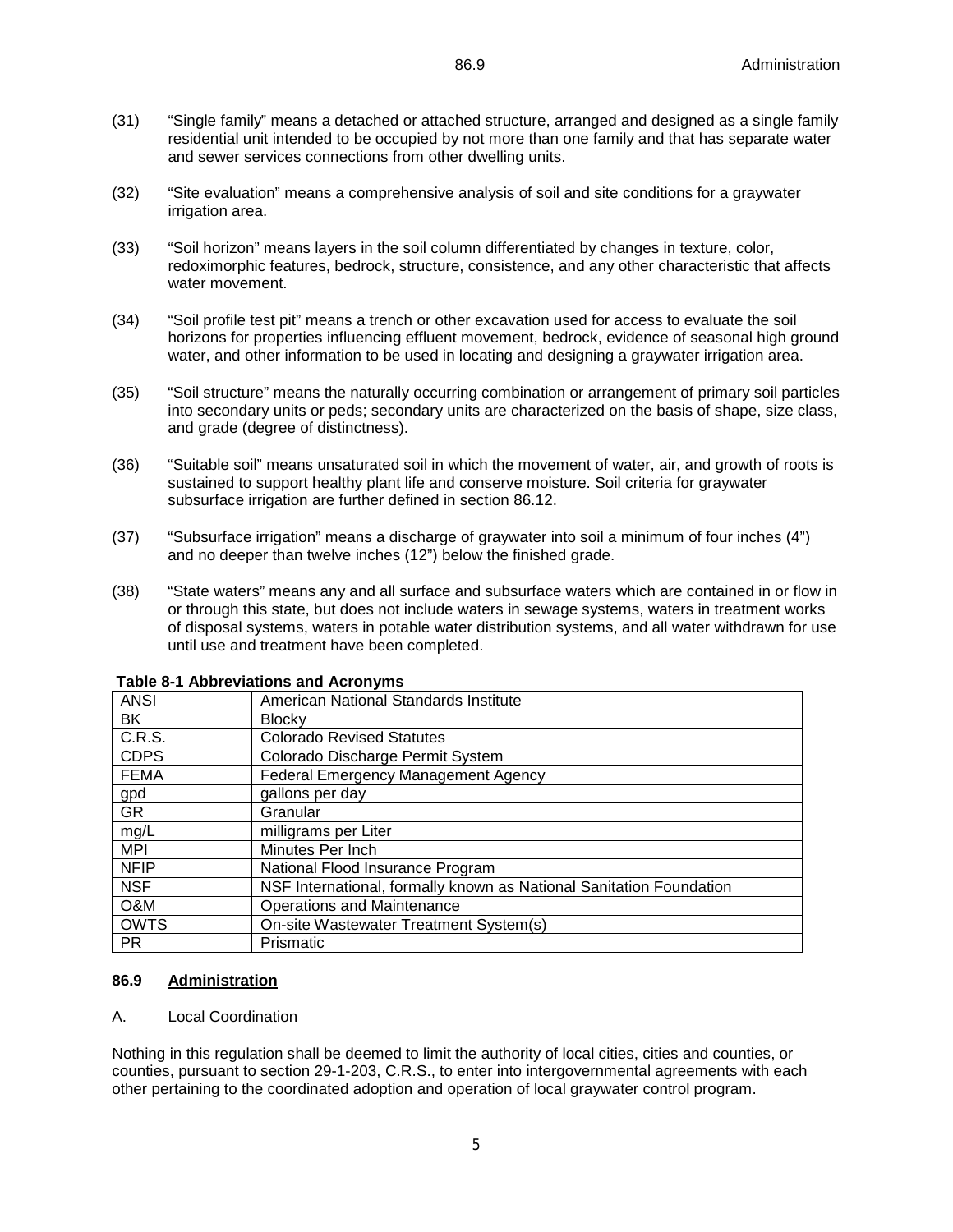(31) "Single family" means a detached or attached structure, arranged and designed as a single family residential unit intended to be occupied by not more than one family and that has separate water and sewer services connections from other dwelling units.

(32) "Site evaluation" means a comprehensive analysis of soil and site conditions for a graywater irrigation area.

(33) "Soil horizon" means layers in the soil column differentiated by changes in texture, color, redoximorphic features, bedrock, structure, consistence, and any other characteristic that affects water movement.

(34) "Soil profile test pit" means a trench or other excavation used for access to evaluate the soil horizons for properties influencing effluent movement, bedrock, evidence of seasonal high ground water, and other information to be used in locating and designing a graywater irrigation area.

(35) "Soil structure" means the naturally occurring combination or arrangement of primary soil particles into secondary units or peds; secondary units are characterized on the basis of shape, size class, and grade (degree of distinctness).

(36) "Suitable soil" means unsaturated soil in which the movement of water, air, and growth of roots is sustained to support healthy plant life and conserve moisture. Soil criteria for graywater subsurface irrigation are further defined in section 86.12.

(37) "Subsurface irrigation" means a discharge of graywater into soil a minimum of four inches (4") and no deeper than twelve inches (12") below the finished grade.

(38) "State waters" means any and all surface and subsurface waters which are contained in or flow in or through this state, but does not include waters in sewage systems, waters in treatment works of disposal systems, waters in potable water distribution systems, and all water withdrawn for use until use and treatment have been completed.

**Table 8-1 Abbreviations and Acronyms**

| | |
|---|---|
| ANSI | American National Standards Institute |
| BK | Blocky |
| C.R.S. | Colorado Revised Statutes |
| CDPS | Colorado Discharge Permit System |
| FEMA | Federal Emergency Management Agency |
| gpd | gallons per day |
| GR | Granular |
| mg/L | milligrams per Liter |
| MPI | Minutes Per Inch |
| NFIP | National Flood Insurance Program |
| NSF | NSF International, formally known as National Sanitation Foundation |
| O&M | Operations and Maintenance |
| OWTS | On-site Wastewater Treatment System(s) |
| PR | Prismatic |

## 86.9 Administration

A. Local Coordination

Nothing in this regulation shall be deemed to limit the authority of local cities, cities and counties, or counties, pursuant to section 29-1-203, C.R.S., to enter into intergovernmental agreements with each other pertaining to the coordinated adoption and operation of local graywater control program.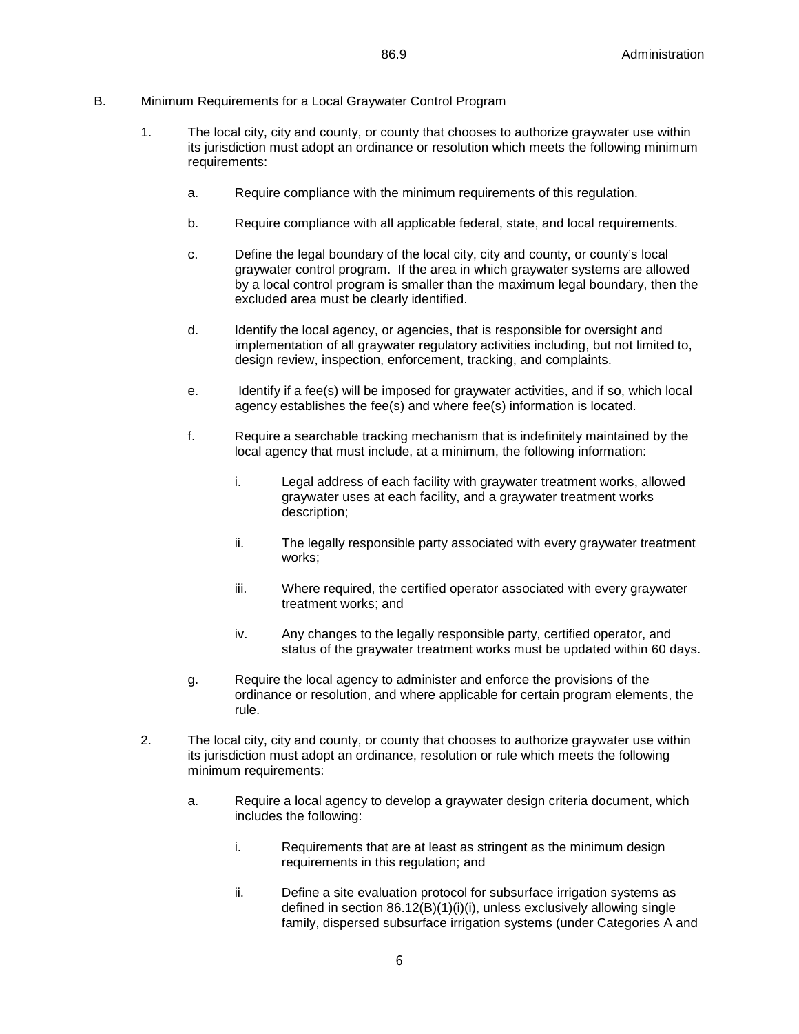B. Minimum Requirements for a Local Graywater Control Program

1. The local city, city and county, or county that chooses to authorize graywater use within its jurisdiction must adopt an ordinance or resolution which meets the following minimum requirements:

   a. Require compliance with the minimum requirements of this regulation.

   b. Require compliance with all applicable federal, state, and local requirements.

   c. Define the legal boundary of the local city, city and county, or county's local graywater control program. If the area in which graywater systems are allowed by a local control program is smaller than the maximum legal boundary, then the excluded area must be clearly identified.

   d. Identify the local agency, or agencies, that is responsible for oversight and implementation of all graywater regulatory activities including, but not limited to, design review, inspection, enforcement, tracking, and complaints.

   e. Identify if a fee(s) will be imposed for graywater activities, and if so, which local agency establishes the fee(s) and where fee(s) information is located.

   f. Require a searchable tracking mechanism that is indefinitely maintained by the local agency that must include, at a minimum, the following information:

      i. Legal address of each facility with graywater treatment works, allowed graywater uses at each facility, and a graywater treatment works description;

      ii. The legally responsible party associated with every graywater treatment works;

      iii. Where required, the certified operator associated with every graywater treatment works; and

      iv. Any changes to the legally responsible party, certified operator, and status of the graywater treatment works must be updated within 60 days.

   g. Require the local agency to administer and enforce the provisions of the ordinance or resolution, and where applicable for certain program elements, the rule.

2. The local city, city and county, or county that chooses to authorize graywater use within its jurisdiction must adopt an ordinance, resolution or rule which meets the following minimum requirements:

   a. Require a local agency to develop a graywater design criteria document, which includes the following:

      i. Requirements that are at least as stringent as the minimum design requirements in this regulation; and

      ii. Define a site evaluation protocol for subsurface irrigation systems as defined in section 86.12(B)(1)(i)(i), unless exclusively allowing single family, dispersed subsurface irrigation systems (under Categories A and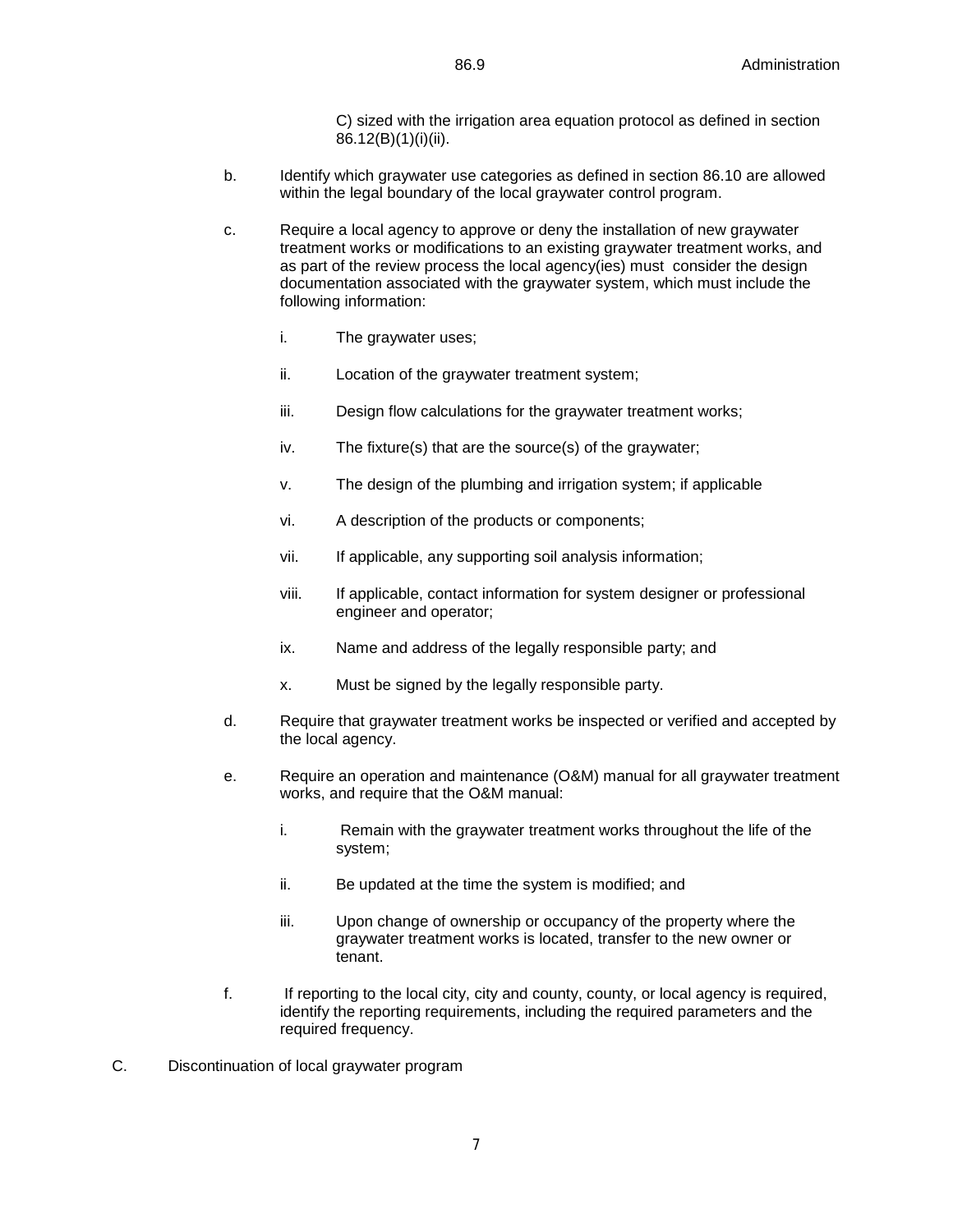C) sized with the irrigation area equation protocol as defined in section 86.12(B)(1)(i)(ii).

b. Identify which graywater use categories as defined in section 86.10 are allowed within the legal boundary of the local graywater control program.

c. Require a local agency to approve or deny the installation of new graywater treatment works or modifications to an existing graywater treatment works, and as part of the review process the local agency(ies) must consider the design documentation associated with the graywater system, which must include the following information:

    i. The graywater uses;

    ii. Location of the graywater treatment system;

    iii. Design flow calculations for the graywater treatment works;

    iv. The fixture(s) that are the source(s) of the graywater;

    v. The design of the plumbing and irrigation system; if applicable

    vi. A description of the products or components;

    vii. If applicable, any supporting soil analysis information;

    viii. If applicable, contact information for system designer or professional engineer and operator;

    ix. Name and address of the legally responsible party; and

    x. Must be signed by the legally responsible party.

d. Require that graywater treatment works be inspected or verified and accepted by the local agency.

e. Require an operation and maintenance (O&M) manual for all graywater treatment works, and require that the O&M manual:

    i. Remain with the graywater treatment works throughout the life of the system;

    ii. Be updated at the time the system is modified; and

    iii. Upon change of ownership or occupancy of the property where the graywater treatment works is located, transfer to the new owner or tenant.

f. If reporting to the local city, city and county, county, or local agency is required, identify the reporting requirements, including the required parameters and the required frequency.

C. Discontinuation of local graywater program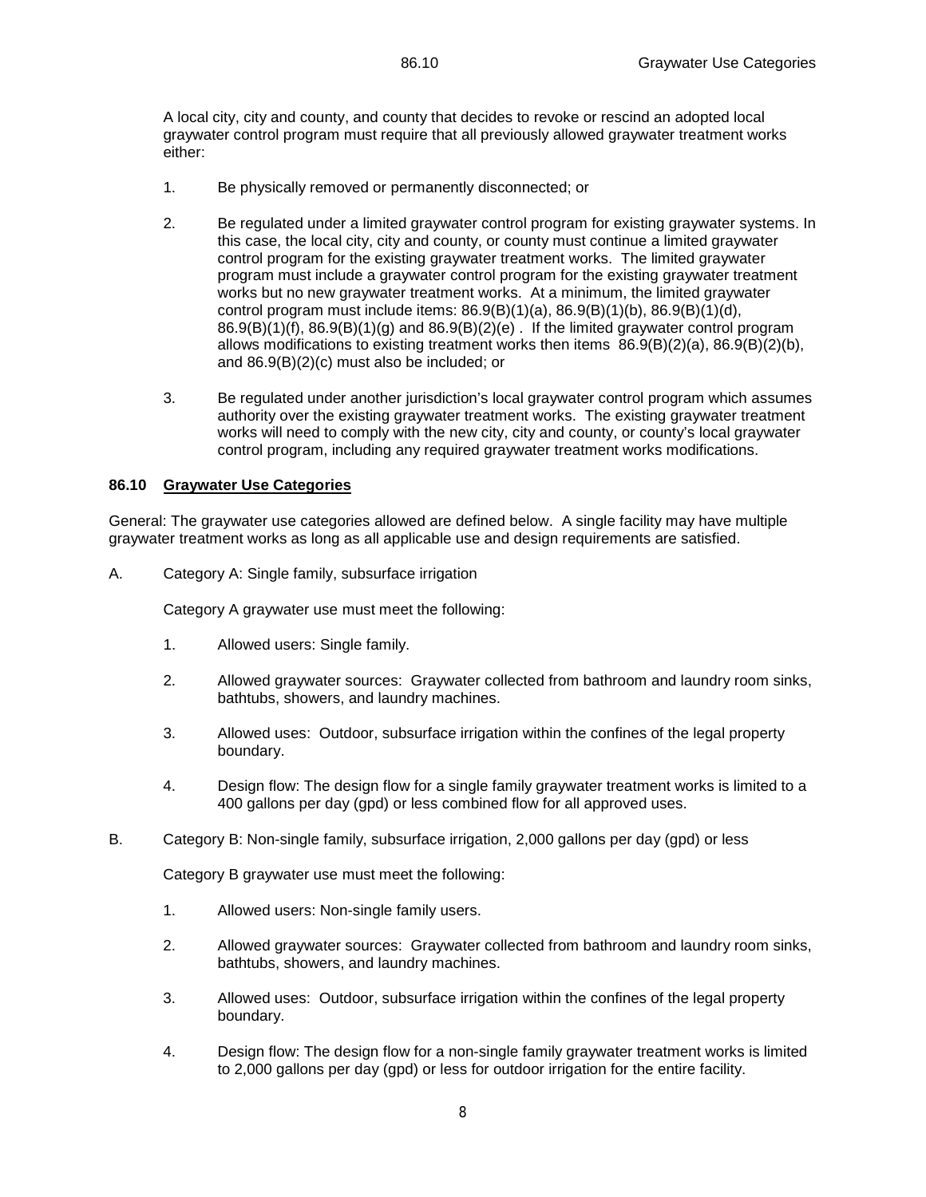A local city, city and county, and county that decides to revoke or rescind an adopted local graywater control program must require that all previously allowed graywater treatment works either:

1. Be physically removed or permanently disconnected; or

2. Be regulated under a limited graywater control program for existing graywater systems. In this case, the local city, city and county, or county must continue a limited graywater control program for the existing graywater treatment works. The limited graywater program must include a graywater control program for the existing graywater treatment works but no new graywater treatment works. At a minimum, the limited graywater control program must include items: 86.9(B)(1)(a), 86.9(B)(1)(b), 86.9(B)(1)(d), 86.9(B)(1)(f), 86.9(B)(1)(g) and 86.9(B)(2)(e) . If the limited graywater control program allows modifications to existing treatment works then items 86.9(B)(2)(a), 86.9(B)(2)(b), and 86.9(B)(2)(c) must also be included; or

3. Be regulated under another jurisdiction's local graywater control program which assumes authority over the existing graywater treatment works. The existing graywater treatment works will need to comply with the new city, city and county, or county's local graywater control program, including any required graywater treatment works modifications.

## 86.10 Graywater Use Categories

General: The graywater use categories allowed are defined below. A single facility may have multiple graywater treatment works as long as all applicable use and design requirements are satisfied.

A. Category A: Single family, subsurface irrigation

   Category A graywater use must meet the following:

   1. Allowed users: Single family.

   2. Allowed graywater sources: Graywater collected from bathroom and laundry room sinks, bathtubs, showers, and laundry machines.

   3. Allowed uses: Outdoor, subsurface irrigation within the confines of the legal property boundary.

   4. Design flow: The design flow for a single family graywater treatment works is limited to a 400 gallons per day (gpd) or less combined flow for all approved uses.

B. Category B: Non-single family, subsurface irrigation, 2,000 gallons per day (gpd) or less

   Category B graywater use must meet the following:

   1. Allowed users: Non-single family users.

   2. Allowed graywater sources: Graywater collected from bathroom and laundry room sinks, bathtubs, showers, and laundry machines.

   3. Allowed uses: Outdoor, subsurface irrigation within the confines of the legal property boundary.

   4. Design flow: The design flow for a non-single family graywater treatment works is limited to 2,000 gallons per day (gpd) or less for outdoor irrigation for the entire facility.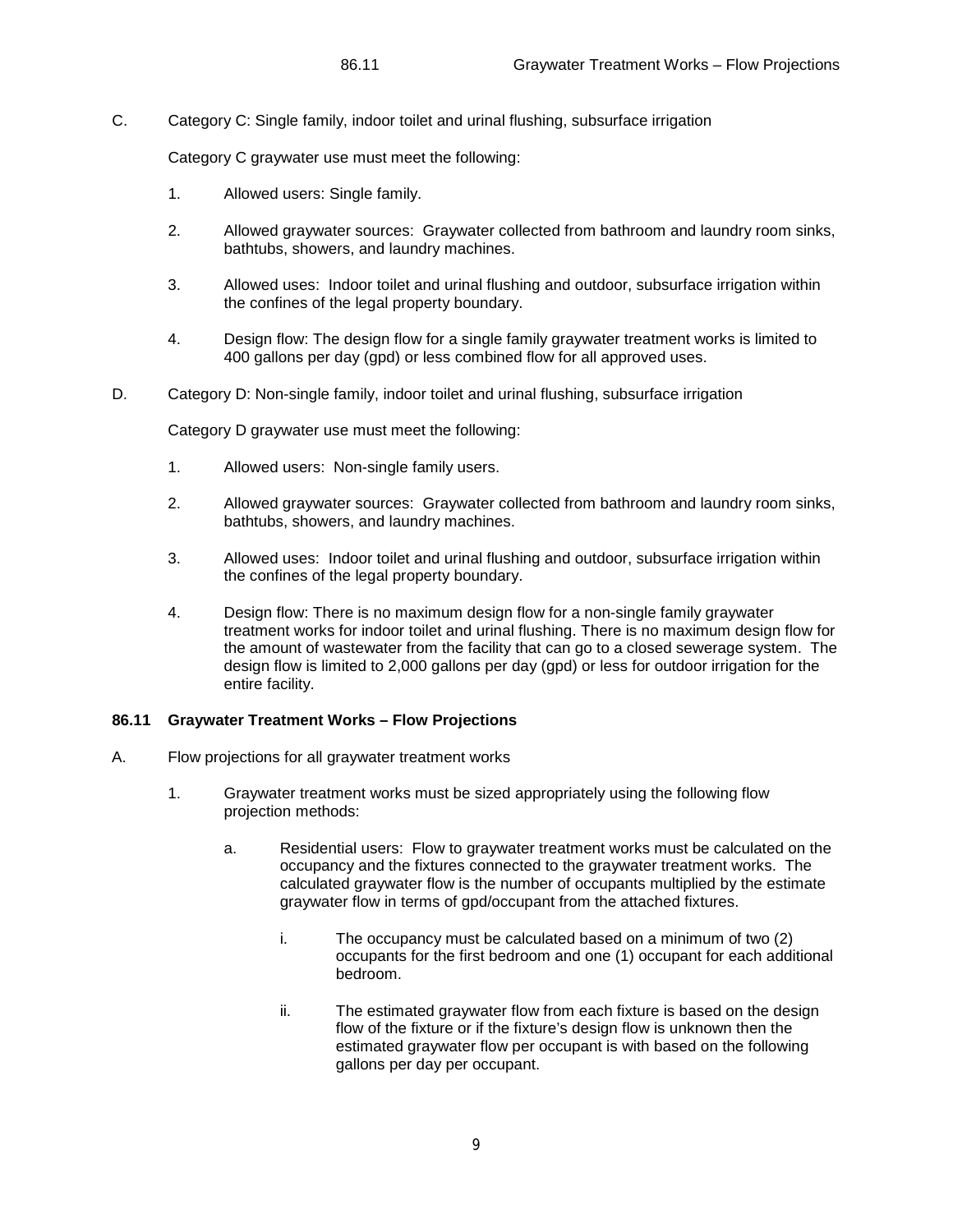C. Category C: Single family, indoor toilet and urinal flushing, subsurface irrigation

Category C graywater use must meet the following:

1. Allowed users: Single family.

2. Allowed graywater sources: Graywater collected from bathroom and laundry room sinks, bathtubs, showers, and laundry machines.

3. Allowed uses: Indoor toilet and urinal flushing and outdoor, subsurface irrigation within the confines of the legal property boundary.

4. Design flow: The design flow for a single family graywater treatment works is limited to 400 gallons per day (gpd) or less combined flow for all approved uses.

D. Category D: Non-single family, indoor toilet and urinal flushing, subsurface irrigation

Category D graywater use must meet the following:

1. Allowed users: Non-single family users.

2. Allowed graywater sources: Graywater collected from bathroom and laundry room sinks, bathtubs, showers, and laundry machines.

3. Allowed uses: Indoor toilet and urinal flushing and outdoor, subsurface irrigation within the confines of the legal property boundary.

4. Design flow: There is no maximum design flow for a non-single family graywater treatment works for indoor toilet and urinal flushing. There is no maximum design flow for the amount of wastewater from the facility that can go to a closed sewerage system. The design flow is limited to 2,000 gallons per day (gpd) or less for outdoor irrigation for the entire facility.

### 86.11 Graywater Treatment Works – Flow Projections

A. Flow projections for all graywater treatment works

1. Graywater treatment works must be sized appropriately using the following flow projection methods:

   a. Residential users: Flow to graywater treatment works must be calculated on the occupancy and the fixtures connected to the graywater treatment works. The calculated graywater flow is the number of occupants multiplied by the estimate graywater flow in terms of gpd/occupant from the attached fixtures.

      i. The occupancy must be calculated based on a minimum of two (2) occupants for the first bedroom and one (1) occupant for each additional bedroom.

      ii. The estimated graywater flow from each fixture is based on the design flow of the fixture or if the fixture's design flow is unknown then the estimated graywater flow per occupant is with based on the following gallons per day per occupant.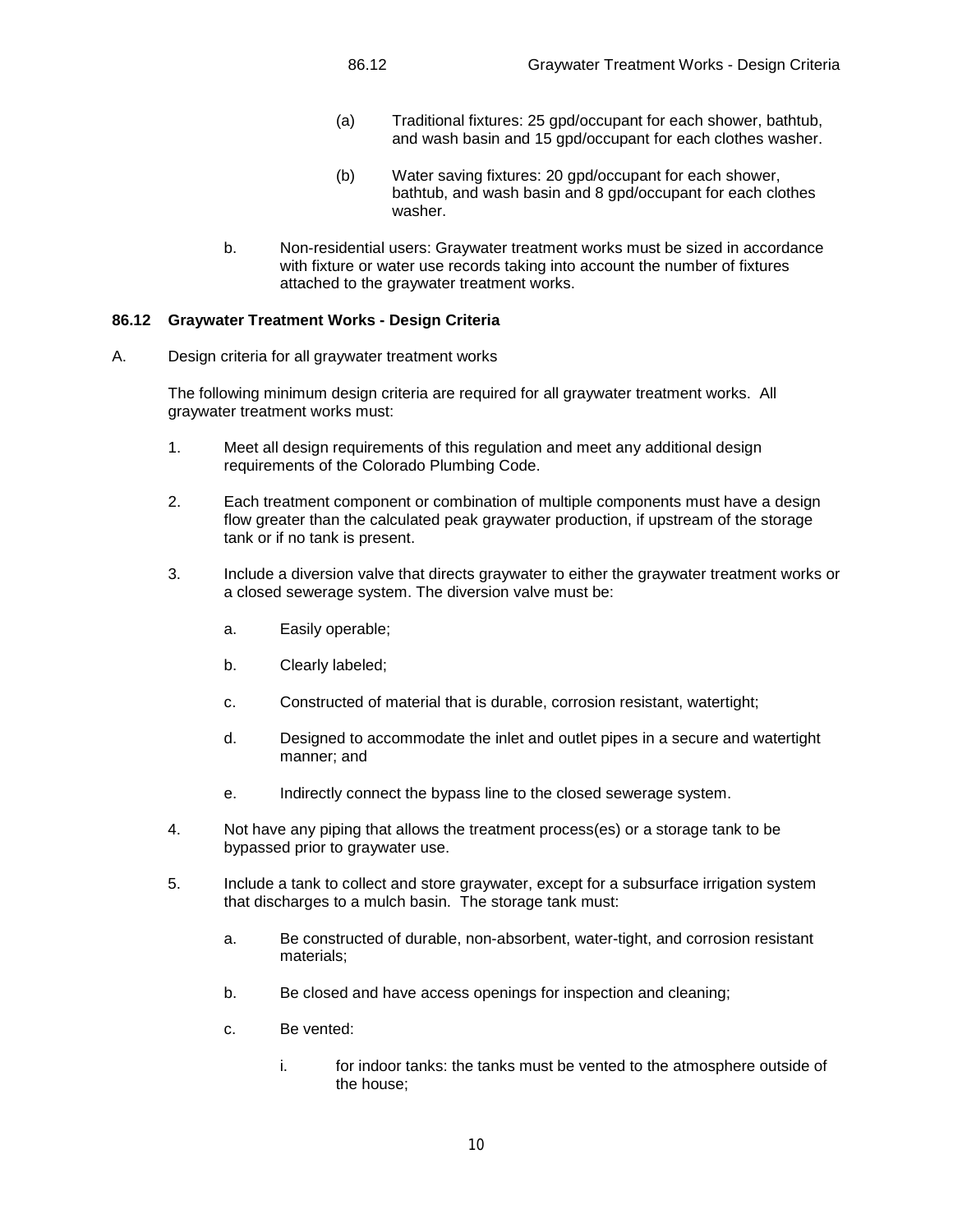(a) Traditional fixtures: 25 gpd/occupant for each shower, bathtub, and wash basin and 15 gpd/occupant for each clothes washer.

(b) Water saving fixtures: 20 gpd/occupant for each shower, bathtub, and wash basin and 8 gpd/occupant for each clothes washer.

b. Non-residential users: Graywater treatment works must be sized in accordance with fixture or water use records taking into account the number of fixtures attached to the graywater treatment works.

**86.12 Graywater Treatment Works - Design Criteria**

A. Design criteria for all graywater treatment works

The following minimum design criteria are required for all graywater treatment works. All graywater treatment works must:

1. Meet all design requirements of this regulation and meet any additional design requirements of the Colorado Plumbing Code.

2. Each treatment component or combination of multiple components must have a design flow greater than the calculated peak graywater production, if upstream of the storage tank or if no tank is present.

3. Include a diversion valve that directs graywater to either the graywater treatment works or a closed sewerage system. The diversion valve must be:

   a. Easily operable;

   b. Clearly labeled;

   c. Constructed of material that is durable, corrosion resistant, watertight;

   d. Designed to accommodate the inlet and outlet pipes in a secure and watertight manner; and

   e. Indirectly connect the bypass line to the closed sewerage system.

4. Not have any piping that allows the treatment process(es) or a storage tank to be bypassed prior to graywater use.

5. Include a tank to collect and store graywater, except for a subsurface irrigation system that discharges to a mulch basin. The storage tank must:

   a. Be constructed of durable, non-absorbent, water-tight, and corrosion resistant materials;

   b. Be closed and have access openings for inspection and cleaning;

   c. Be vented:

      i. for indoor tanks: the tanks must be vented to the atmosphere outside of the house;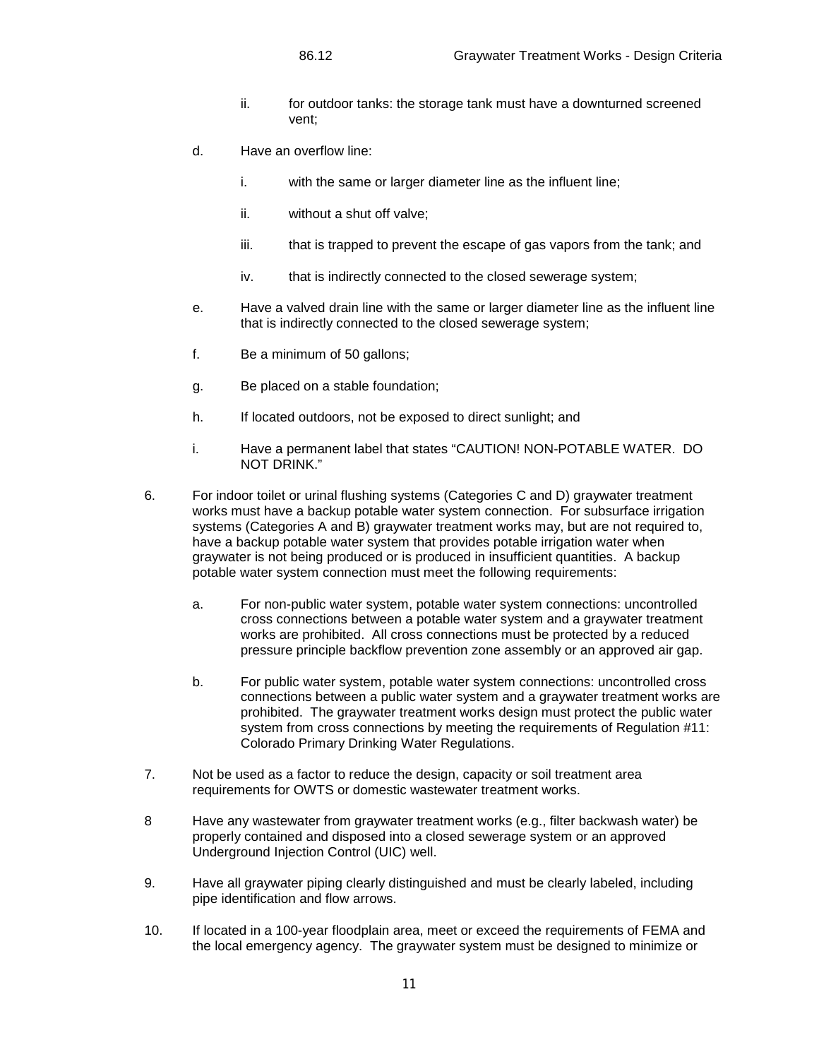ii. for outdoor tanks: the storage tank must have a downturned screened vent;

d. Have an overflow line:

   i. with the same or larger diameter line as the influent line;

   ii. without a shut off valve;

   iii. that is trapped to prevent the escape of gas vapors from the tank; and

   iv. that is indirectly connected to the closed sewerage system;

e. Have a valved drain line with the same or larger diameter line as the influent line that is indirectly connected to the closed sewerage system;

f. Be a minimum of 50 gallons;

g. Be placed on a stable foundation;

h. If located outdoors, not be exposed to direct sunlight; and

i. Have a permanent label that states "CAUTION! NON-POTABLE WATER. DO NOT DRINK."

6. For indoor toilet or urinal flushing systems (Categories C and D) graywater treatment works must have a backup potable water system connection. For subsurface irrigation systems (Categories A and B) graywater treatment works may, but are not required to, have a backup potable water system that provides potable irrigation water when graywater is not being produced or is produced in insufficient quantities. A backup potable water system connection must meet the following requirements:

   a. For non-public water system, potable water system connections: uncontrolled cross connections between a potable water system and a graywater treatment works are prohibited. All cross connections must be protected by a reduced pressure principle backflow prevention zone assembly or an approved air gap.

   b. For public water system, potable water system connections: uncontrolled cross connections between a public water system and a graywater treatment works are prohibited. The graywater treatment works design must protect the public water system from cross connections by meeting the requirements of Regulation #11: Colorado Primary Drinking Water Regulations.

7. Not be used as a factor to reduce the design, capacity or soil treatment area requirements for OWTS or domestic wastewater treatment works.

8 Have any wastewater from graywater treatment works (e.g., filter backwash water) be properly contained and disposed into a closed sewerage system or an approved Underground Injection Control (UIC) well.

9. Have all graywater piping clearly distinguished and must be clearly labeled, including pipe identification and flow arrows.

10. If located in a 100-year floodplain area, meet or exceed the requirements of FEMA and the local emergency agency. The graywater system must be designed to minimize or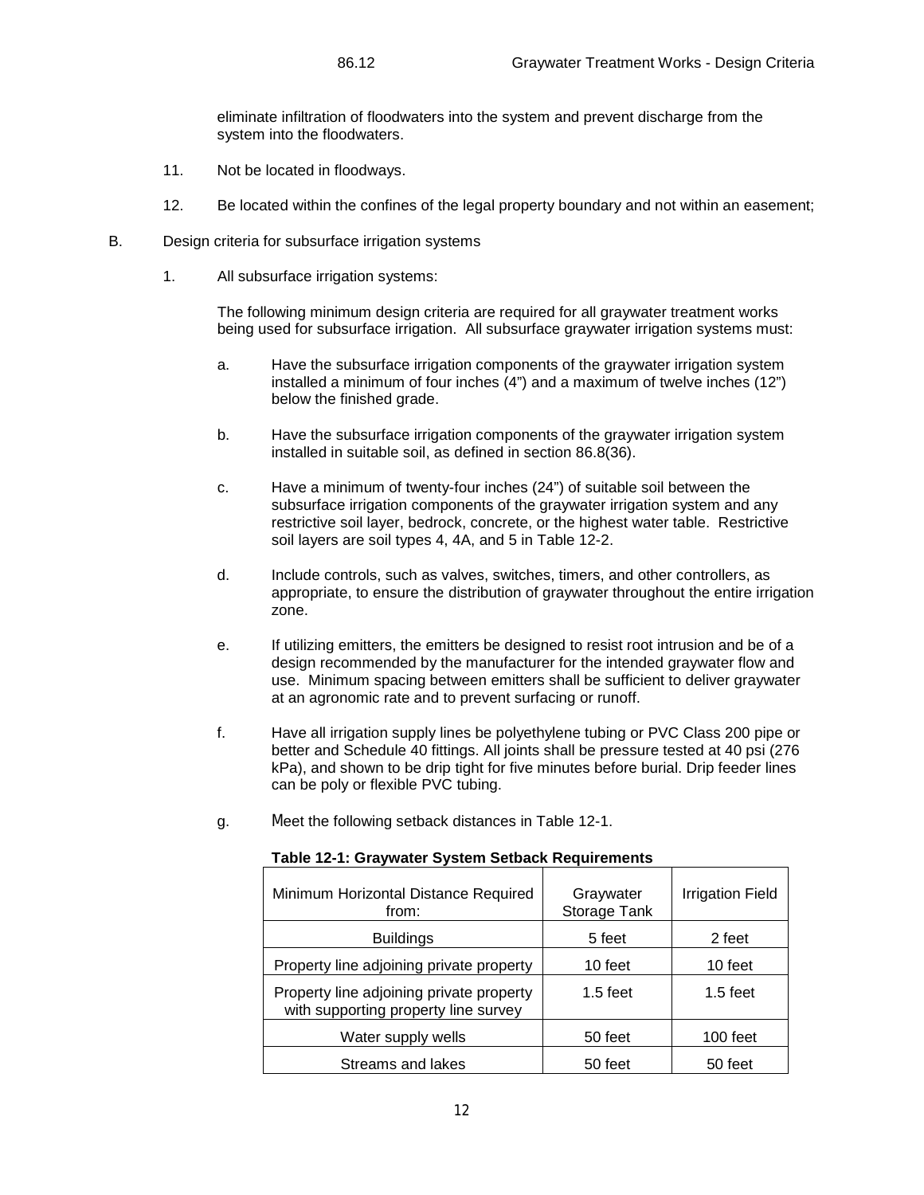eliminate infiltration of floodwaters into the system and prevent discharge from the system into the floodwaters.

11. Not be located in floodways.

12. Be located within the confines of the legal property boundary and not within an easement;

B. Design criteria for subsurface irrigation systems

1. All subsurface irrigation systems:

The following minimum design criteria are required for all graywater treatment works being used for subsurface irrigation. All subsurface graywater irrigation systems must:

a. Have the subsurface irrigation components of the graywater irrigation system installed a minimum of four inches (4") and a maximum of twelve inches (12") below the finished grade.

b. Have the subsurface irrigation components of the graywater irrigation system installed in suitable soil, as defined in section 86.8(36).

c. Have a minimum of twenty-four inches (24") of suitable soil between the subsurface irrigation components of the graywater irrigation system and any restrictive soil layer, bedrock, concrete, or the highest water table. Restrictive soil layers are soil types 4, 4A, and 5 in Table 12-2.

d. Include controls, such as valves, switches, timers, and other controllers, as appropriate, to ensure the distribution of graywater throughout the entire irrigation zone.

e. If utilizing emitters, the emitters be designed to resist root intrusion and be of a design recommended by the manufacturer for the intended graywater flow and use. Minimum spacing between emitters shall be sufficient to deliver graywater at an agronomic rate and to prevent surfacing or runoff.

f. Have all irrigation supply lines be polyethylene tubing or PVC Class 200 pipe or better and Schedule 40 fittings. All joints shall be pressure tested at 40 psi (276 kPa), and shown to be drip tight for five minutes before burial. Drip feeder lines can be poly or flexible PVC tubing.

g. Meet the following setback distances in Table 12-1.

**Table 12-1: Graywater System Setback Requirements**

| Minimum Horizontal Distance Required from: | Graywater Storage Tank | Irrigation Field |
|---|---|---|
| Buildings | 5 feet | 2 feet |
| Property line adjoining private property | 10 feet | 10 feet |
| Property line adjoining private property with supporting property line survey | 1.5 feet | 1.5 feet |
| Water supply wells | 50 feet | 100 feet |
| Streams and lakes | 50 feet | 50 feet |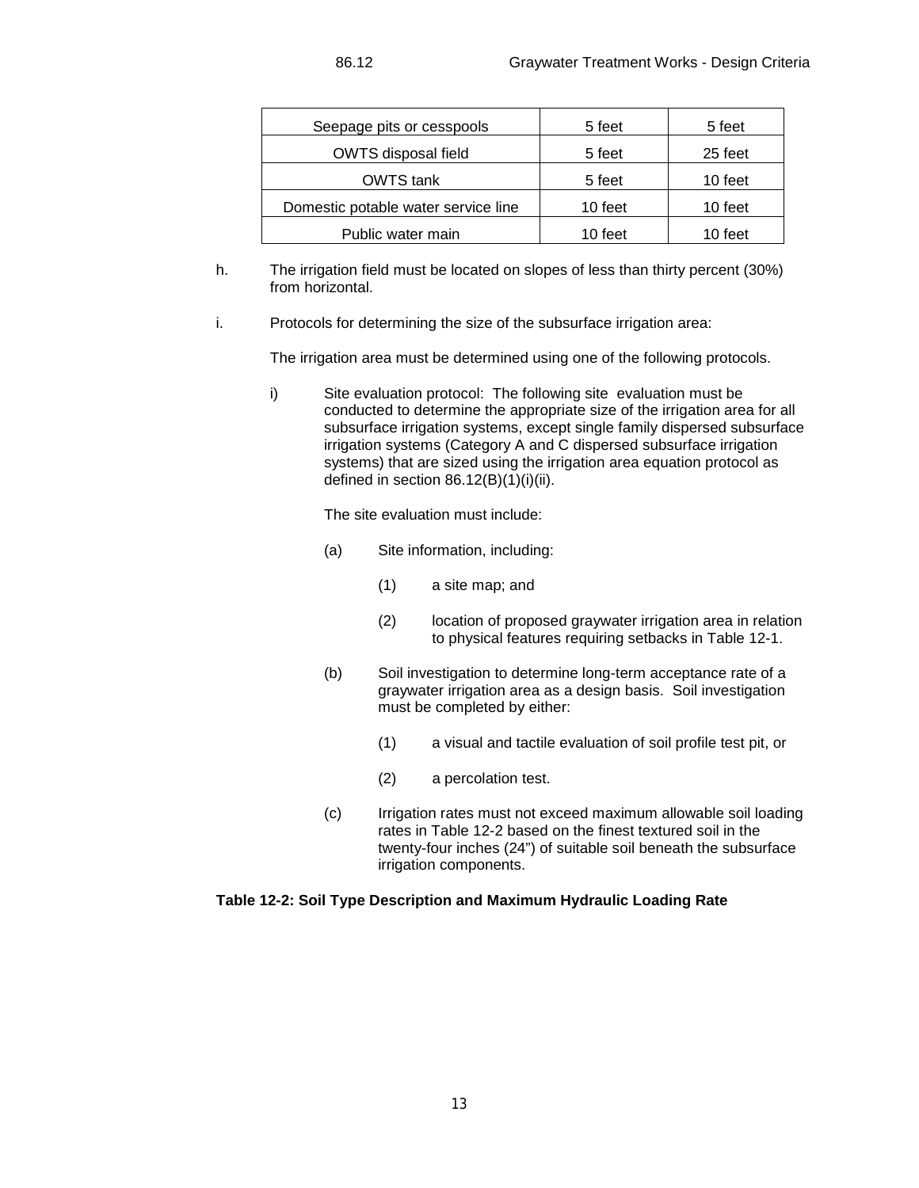| | | |
|---|---|---|
| Seepage pits or cesspools | 5 feet | 5 feet |
| OWTS disposal field | 5 feet | 25 feet |
| OWTS tank | 5 feet | 10 feet |
| Domestic potable water service line | 10 feet | 10 feet |
| Public water main | 10 feet | 10 feet |

h. The irrigation field must be located on slopes of less than thirty percent (30%) from horizontal.

i. Protocols for determining the size of the subsurface irrigation area:

The irrigation area must be determined using one of the following protocols.

i) Site evaluation protocol: The following site evaluation must be conducted to determine the appropriate size of the irrigation area for all subsurface irrigation systems, except single family dispersed subsurface irrigation systems (Category A and C dispersed subsurface irrigation systems) that are sized using the irrigation area equation protocol as defined in section 86.12(B)(1)(i)(ii).

The site evaluation must include:

(a) Site information, including:

(1) a site map; and

(2) location of proposed graywater irrigation area in relation to physical features requiring setbacks in Table 12-1.

(b) Soil investigation to determine long-term acceptance rate of a graywater irrigation area as a design basis. Soil investigation must be completed by either:

(1) a visual and tactile evaluation of soil profile test pit, or

(2) a percolation test.

(c) Irrigation rates must not exceed maximum allowable soil loading rates in Table 12-2 based on the finest textured soil in the twenty-four inches (24") of suitable soil beneath the subsurface irrigation components.

**Table 12-2: Soil Type Description and Maximum Hydraulic Loading Rate**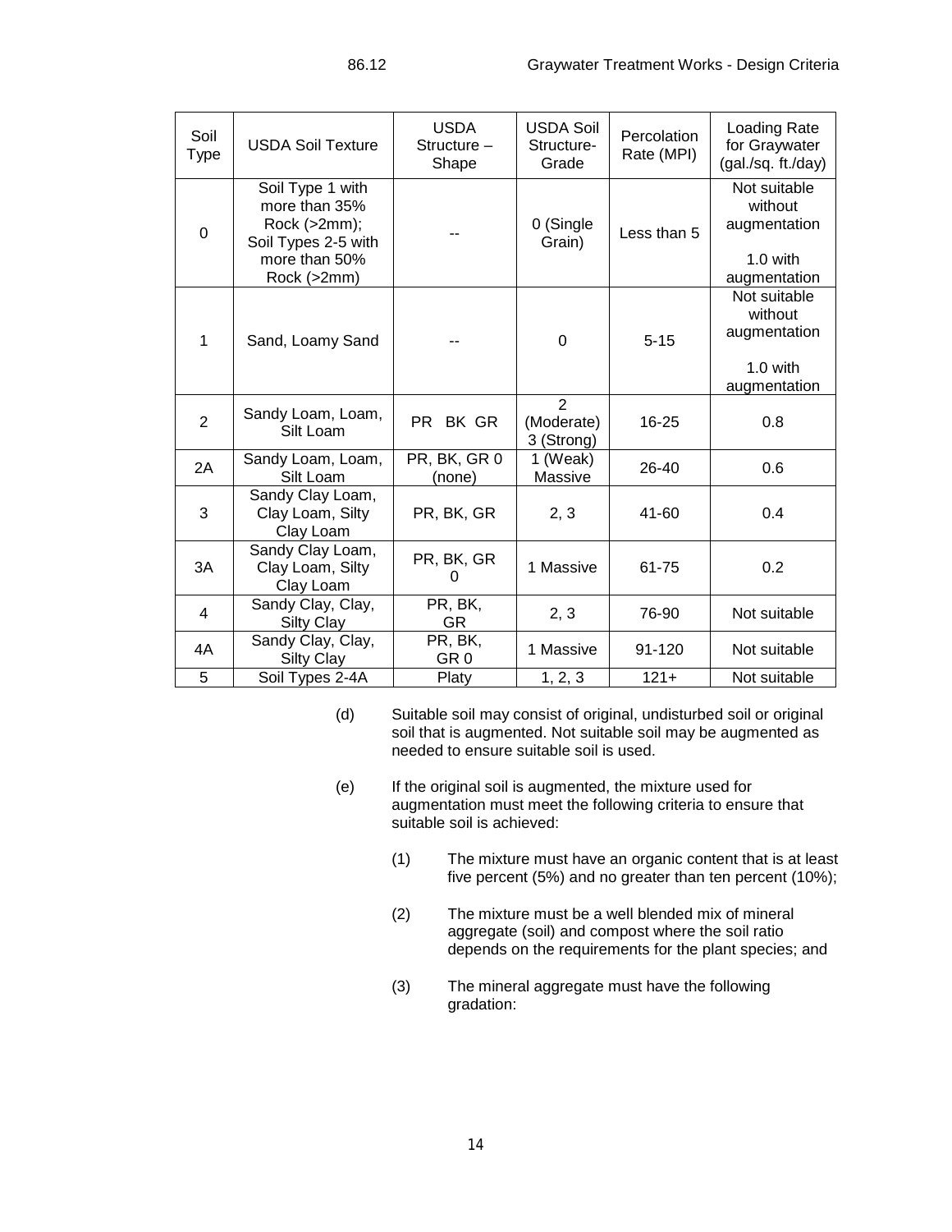| Soil Type | USDA Soil Texture | USDA Structure – Shape | USDA Soil Structure-Grade | Percolation Rate (MPI) | Loading Rate for Graywater (gal./sq. ft./day) |
|---|---|---|---|---|---|
| 0 | Soil Type 1 with more than 35% Rock (>2mm); Soil Types 2-5 with more than 50% Rock (>2mm) | -- | 0 (Single Grain) | Less than 5 | Not suitable without augmentation<br><br>1.0 with augmentation |
| 1 | Sand, Loamy Sand | -- | 0 | 5-15 | Not suitable without augmentation<br><br>1.0 with augmentation |
| 2 | Sandy Loam, Loam, Silt Loam | PR BK GR | 2 (Moderate) 3 (Strong) | 16-25 | 0.8 |
| 2A | Sandy Loam, Loam, Silt Loam | PR, BK, GR 0 (none) | 1 (Weak) Massive | 26-40 | 0.6 |
| 3 | Sandy Clay Loam, Clay Loam, Silty Clay Loam | PR, BK, GR | 2, 3 | 41-60 | 0.4 |
| 3A | Sandy Clay Loam, Clay Loam, Silty Clay Loam | PR, BK, GR 0 | 1 Massive | 61-75 | 0.2 |
| 4 | Sandy Clay, Clay, Silty Clay | PR, BK, GR | 2, 3 | 76-90 | Not suitable |
| 4A | Sandy Clay, Clay, Silty Clay | PR, BK, GR 0 | 1 Massive | 91-120 | Not suitable |
| 5 | Soil Types 2-4A | Platy | 1, 2, 3 | 121+ | Not suitable |

(d) Suitable soil may consist of original, undisturbed soil or original soil that is augmented. Not suitable soil may be augmented as needed to ensure suitable soil is used.

(e) If the original soil is augmented, the mixture used for augmentation must meet the following criteria to ensure that suitable soil is achieved:

(1) The mixture must have an organic content that is at least five percent (5%) and no greater than ten percent (10%);

(2) The mixture must be a well blended mix of mineral aggregate (soil) and compost where the soil ratio depends on the requirements for the plant species; and

(3) The mineral aggregate must have the following gradation: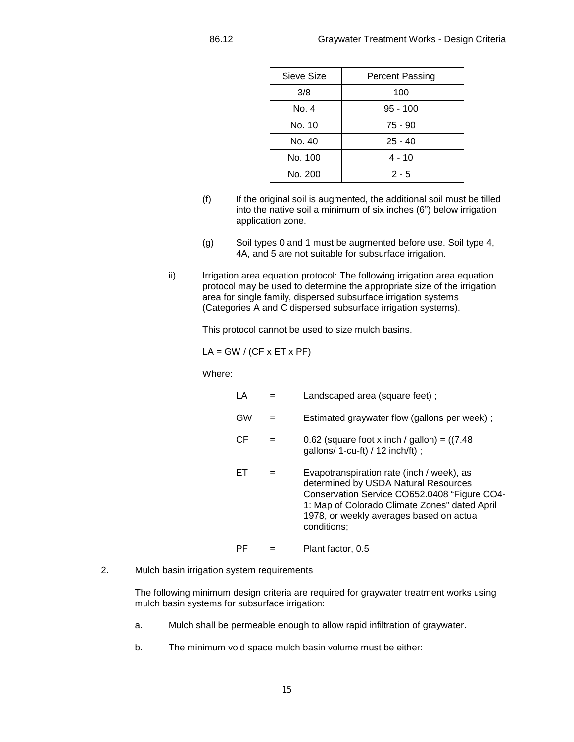| Sieve Size | Percent Passing |
| --- | --- |
| 3/8 | 100 |
| No. 4 | 95 - 100 |
| No. 10 | 75 - 90 |
| No. 40 | 25 - 40 |
| No. 100 | 4 - 10 |
| No. 200 | 2 - 5 |

(f) If the original soil is augmented, the additional soil must be tilled into the native soil a minimum of six inches (6") below irrigation application zone.

(g) Soil types 0 and 1 must be augmented before use. Soil type 4, 4A, and 5 are not suitable for subsurface irrigation.

ii) Irrigation area equation protocol: The following irrigation area equation protocol may be used to determine the appropriate size of the irrigation area for single family, dispersed subsurface irrigation systems (Categories A and C dispersed subsurface irrigation systems).

This protocol cannot be used to size mulch basins.

$$LA = GW / (CF \times ET \times PF)$$

Where:

LA = Landscaped area (square feet) ;

GW = Estimated graywater flow (gallons per week) ;

CF = 0.62 (square foot x inch / gallon) = ((7.48 gallons/ 1-cu-ft) / 12 inch/ft) ;

ET = Evapotranspiration rate (inch / week), as determined by USDA Natural Resources Conservation Service CO652.0408 "Figure CO4-1: Map of Colorado Climate Zones" dated April 1978, or weekly averages based on actual conditions;

PF = Plant factor, 0.5

2. Mulch basin irrigation system requirements

The following minimum design criteria are required for graywater treatment works using mulch basin systems for subsurface irrigation:

a. Mulch shall be permeable enough to allow rapid infiltration of graywater.

b. The minimum void space mulch basin volume must be either: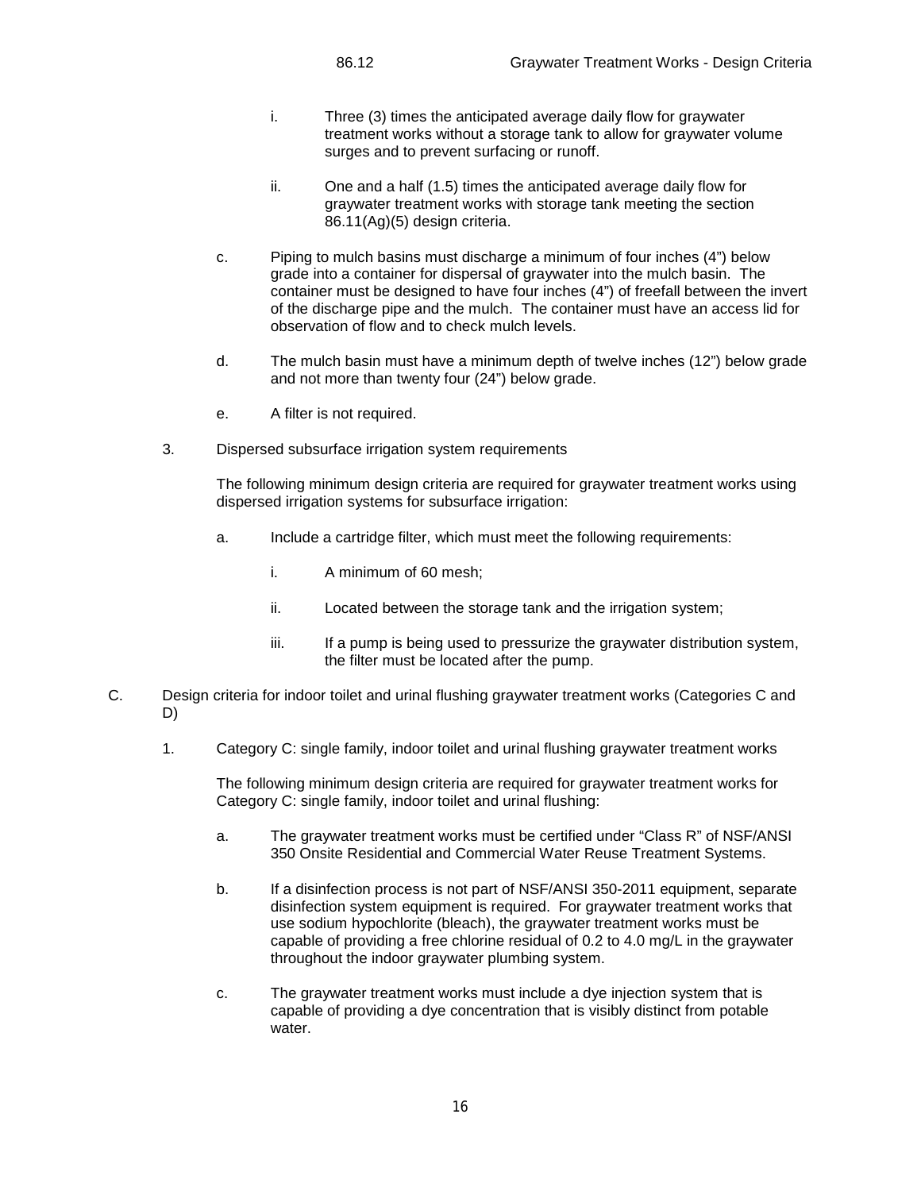i. Three (3) times the anticipated average daily flow for graywater treatment works without a storage tank to allow for graywater volume surges and to prevent surfacing or runoff.

ii. One and a half (1.5) times the anticipated average daily flow for graywater treatment works with storage tank meeting the section 86.11(Ag)(5) design criteria.

c. Piping to mulch basins must discharge a minimum of four inches (4") below grade into a container for dispersal of graywater into the mulch basin. The container must be designed to have four inches (4") of freefall between the invert of the discharge pipe and the mulch. The container must have an access lid for observation of flow and to check mulch levels.

d. The mulch basin must have a minimum depth of twelve inches (12") below grade and not more than twenty four (24") below grade.

e. A filter is not required.

3. Dispersed subsurface irrigation system requirements

The following minimum design criteria are required for graywater treatment works using dispersed irrigation systems for subsurface irrigation:

a. Include a cartridge filter, which must meet the following requirements:

i. A minimum of 60 mesh;

ii. Located between the storage tank and the irrigation system;

iii. If a pump is being used to pressurize the graywater distribution system, the filter must be located after the pump.

C. Design criteria for indoor toilet and urinal flushing graywater treatment works (Categories C and D)

1. Category C: single family, indoor toilet and urinal flushing graywater treatment works

The following minimum design criteria are required for graywater treatment works for Category C: single family, indoor toilet and urinal flushing:

a. The graywater treatment works must be certified under "Class R" of NSF/ANSI 350 Onsite Residential and Commercial Water Reuse Treatment Systems.

b. If a disinfection process is not part of NSF/ANSI 350-2011 equipment, separate disinfection system equipment is required. For graywater treatment works that use sodium hypochlorite (bleach), the graywater treatment works must be capable of providing a free chlorine residual of 0.2 to 4.0 mg/L in the graywater throughout the indoor graywater plumbing system.

c. The graywater treatment works must include a dye injection system that is capable of providing a dye concentration that is visibly distinct from potable water.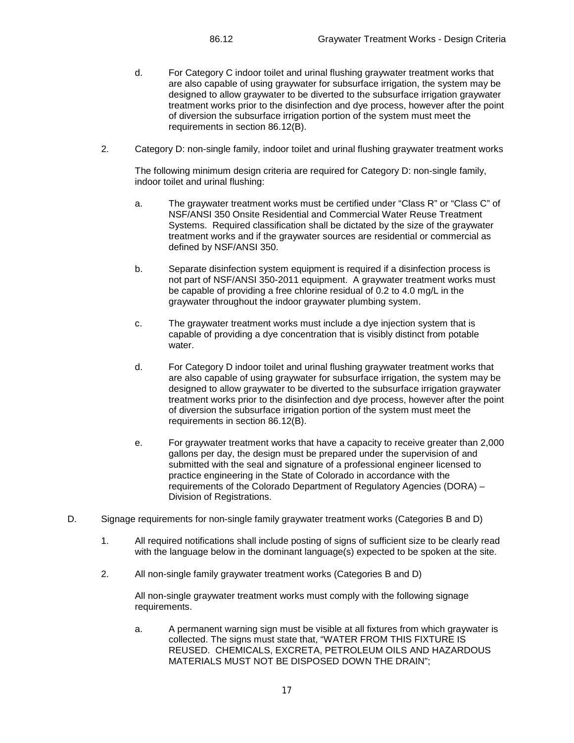d. For Category C indoor toilet and urinal flushing graywater treatment works that are also capable of using graywater for subsurface irrigation, the system may be designed to allow graywater to be diverted to the subsurface irrigation graywater treatment works prior to the disinfection and dye process, however after the point of diversion the subsurface irrigation portion of the system must meet the requirements in section 86.12(B).

2. Category D: non-single family, indoor toilet and urinal flushing graywater treatment works

   The following minimum design criteria are required for Category D: non-single family, indoor toilet and urinal flushing:

   a. The graywater treatment works must be certified under "Class R" or "Class C" of NSF/ANSI 350 Onsite Residential and Commercial Water Reuse Treatment Systems. Required classification shall be dictated by the size of the graywater treatment works and if the graywater sources are residential or commercial as defined by NSF/ANSI 350.

   b. Separate disinfection system equipment is required if a disinfection process is not part of NSF/ANSI 350-2011 equipment. A graywater treatment works must be capable of providing a free chlorine residual of 0.2 to 4.0 mg/L in the graywater throughout the indoor graywater plumbing system.

   c. The graywater treatment works must include a dye injection system that is capable of providing a dye concentration that is visibly distinct from potable water.

   d. For Category D indoor toilet and urinal flushing graywater treatment works that are also capable of using graywater for subsurface irrigation, the system may be designed to allow graywater to be diverted to the subsurface irrigation graywater treatment works prior to the disinfection and dye process, however after the point of diversion the subsurface irrigation portion of the system must meet the requirements in section 86.12(B).

   e. For graywater treatment works that have a capacity to receive greater than 2,000 gallons per day, the design must be prepared under the supervision of and submitted with the seal and signature of a professional engineer licensed to practice engineering in the State of Colorado in accordance with the requirements of the Colorado Department of Regulatory Agencies (DORA) – Division of Registrations.

D. Signage requirements for non-single family graywater treatment works (Categories B and D)

1. All required notifications shall include posting of signs of sufficient size to be clearly read with the language below in the dominant language(s) expected to be spoken at the site.

2. All non-single family graywater treatment works (Categories B and D)

   All non-single graywater treatment works must comply with the following signage requirements.

   a. A permanent warning sign must be visible at all fixtures from which graywater is collected. The signs must state that, "WATER FROM THIS FIXTURE IS REUSED. CHEMICALS, EXCRETA, PETROLEUM OILS AND HAZARDOUS MATERIALS MUST NOT BE DISPOSED DOWN THE DRAIN";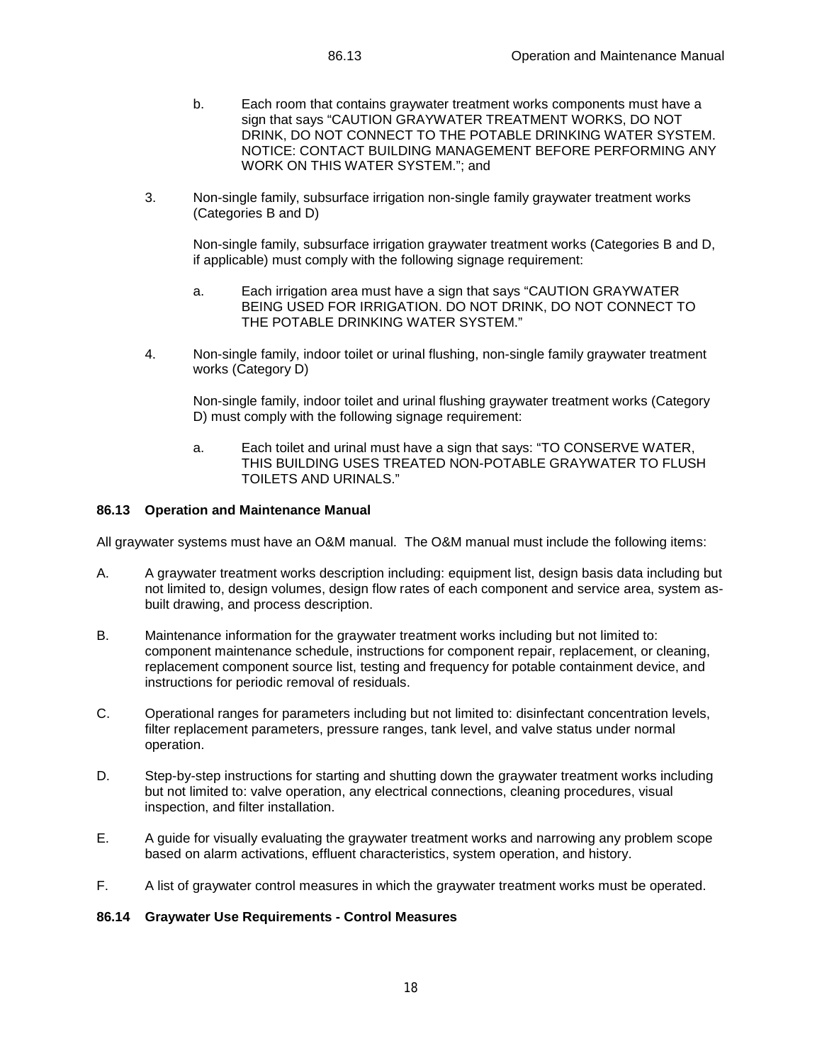b. Each room that contains graywater treatment works components must have a sign that says "CAUTION GRAYWATER TREATMENT WORKS, DO NOT DRINK, DO NOT CONNECT TO THE POTABLE DRINKING WATER SYSTEM. NOTICE: CONTACT BUILDING MANAGEMENT BEFORE PERFORMING ANY WORK ON THIS WATER SYSTEM."; and

3. Non-single family, subsurface irrigation non-single family graywater treatment works (Categories B and D)

   Non-single family, subsurface irrigation graywater treatment works (Categories B and D, if applicable) must comply with the following signage requirement:

   a. Each irrigation area must have a sign that says "CAUTION GRAYWATER BEING USED FOR IRRIGATION. DO NOT DRINK, DO NOT CONNECT TO THE POTABLE DRINKING WATER SYSTEM."

4. Non-single family, indoor toilet or urinal flushing, non-single family graywater treatment works (Category D)

   Non-single family, indoor toilet and urinal flushing graywater treatment works (Category D) must comply with the following signage requirement:

   a. Each toilet and urinal must have a sign that says: "TO CONSERVE WATER, THIS BUILDING USES TREATED NON-POTABLE GRAYWATER TO FLUSH TOILETS AND URINALS."

### 86.13 Operation and Maintenance Manual

All graywater systems must have an O&M manual. The O&M manual must include the following items:

A. A graywater treatment works description including: equipment list, design basis data including but not limited to, design volumes, design flow rates of each component and service area, system as-built drawing, and process description.

B. Maintenance information for the graywater treatment works including but not limited to: component maintenance schedule, instructions for component repair, replacement, or cleaning, replacement component source list, testing and frequency for potable containment device, and instructions for periodic removal of residuals.

C. Operational ranges for parameters including but not limited to: disinfectant concentration levels, filter replacement parameters, pressure ranges, tank level, and valve status under normal operation.

D. Step-by-step instructions for starting and shutting down the graywater treatment works including but not limited to: valve operation, any electrical connections, cleaning procedures, visual inspection, and filter installation.

E. A guide for visually evaluating the graywater treatment works and narrowing any problem scope based on alarm activations, effluent characteristics, system operation, and history.

F. A list of graywater control measures in which the graywater treatment works must be operated.

### 86.14 Graywater Use Requirements - Control Measures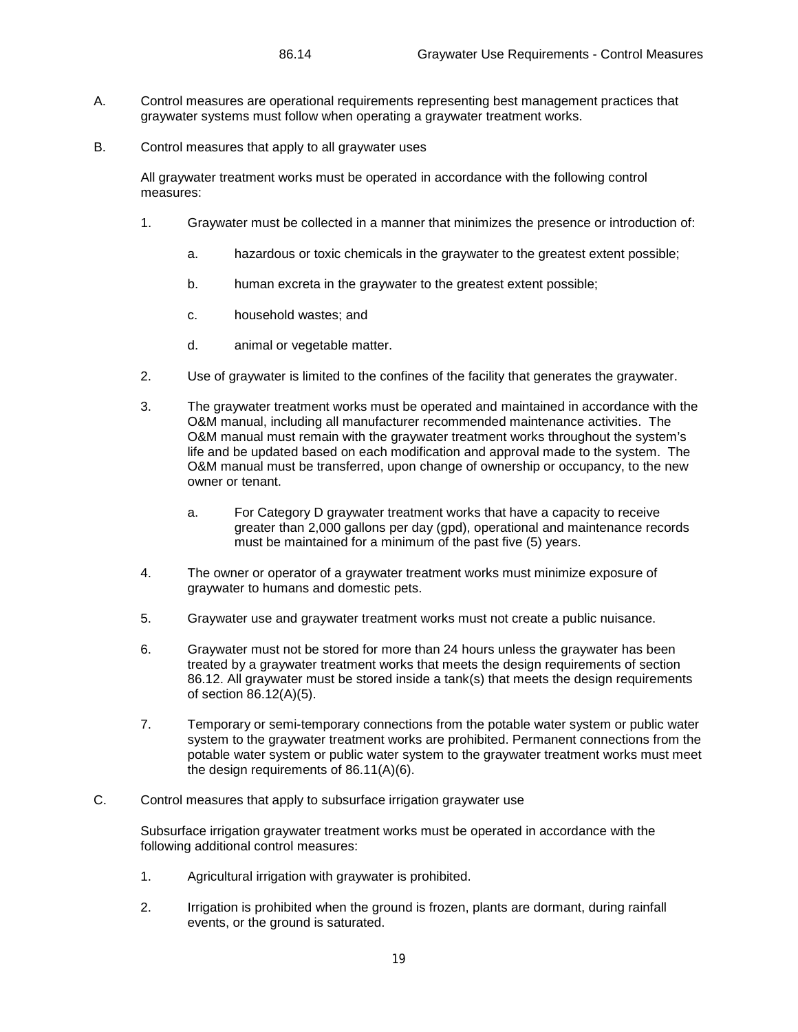## 86.14 Graywater Use Requirements - Control Measures

A. Control measures are operational requirements representing best management practices that graywater systems must follow when operating a graywater treatment works.

B. Control measures that apply to all graywater uses

All graywater treatment works must be operated in accordance with the following control measures:

1. Graywater must be collected in a manner that minimizes the presence or introduction of:

   a. hazardous or toxic chemicals in the graywater to the greatest extent possible;

   b. human excreta in the graywater to the greatest extent possible;

   c. household wastes; and

   d. animal or vegetable matter.

2. Use of graywater is limited to the confines of the facility that generates the graywater.

3. The graywater treatment works must be operated and maintained in accordance with the O&M manual, including all manufacturer recommended maintenance activities. The O&M manual must remain with the graywater treatment works throughout the system's life and be updated based on each modification and approval made to the system. The O&M manual must be transferred, upon change of ownership or occupancy, to the new owner or tenant.

   a. For Category D graywater treatment works that have a capacity to receive greater than 2,000 gallons per day (gpd), operational and maintenance records must be maintained for a minimum of the past five (5) years.

4. The owner or operator of a graywater treatment works must minimize exposure of graywater to humans and domestic pets.

5. Graywater use and graywater treatment works must not create a public nuisance.

6. Graywater must not be stored for more than 24 hours unless the graywater has been treated by a graywater treatment works that meets the design requirements of section 86.12. All graywater must be stored inside a tank(s) that meets the design requirements of section 86.12(A)(5).

7. Temporary or semi-temporary connections from the potable water system or public water system to the graywater treatment works are prohibited. Permanent connections from the potable water system or public water system to the graywater treatment works must meet the design requirements of 86.11(A)(6).

C. Control measures that apply to subsurface irrigation graywater use

Subsurface irrigation graywater treatment works must be operated in accordance with the following additional control measures:

1. Agricultural irrigation with graywater is prohibited.

2. Irrigation is prohibited when the ground is frozen, plants are dormant, during rainfall events, or the ground is saturated.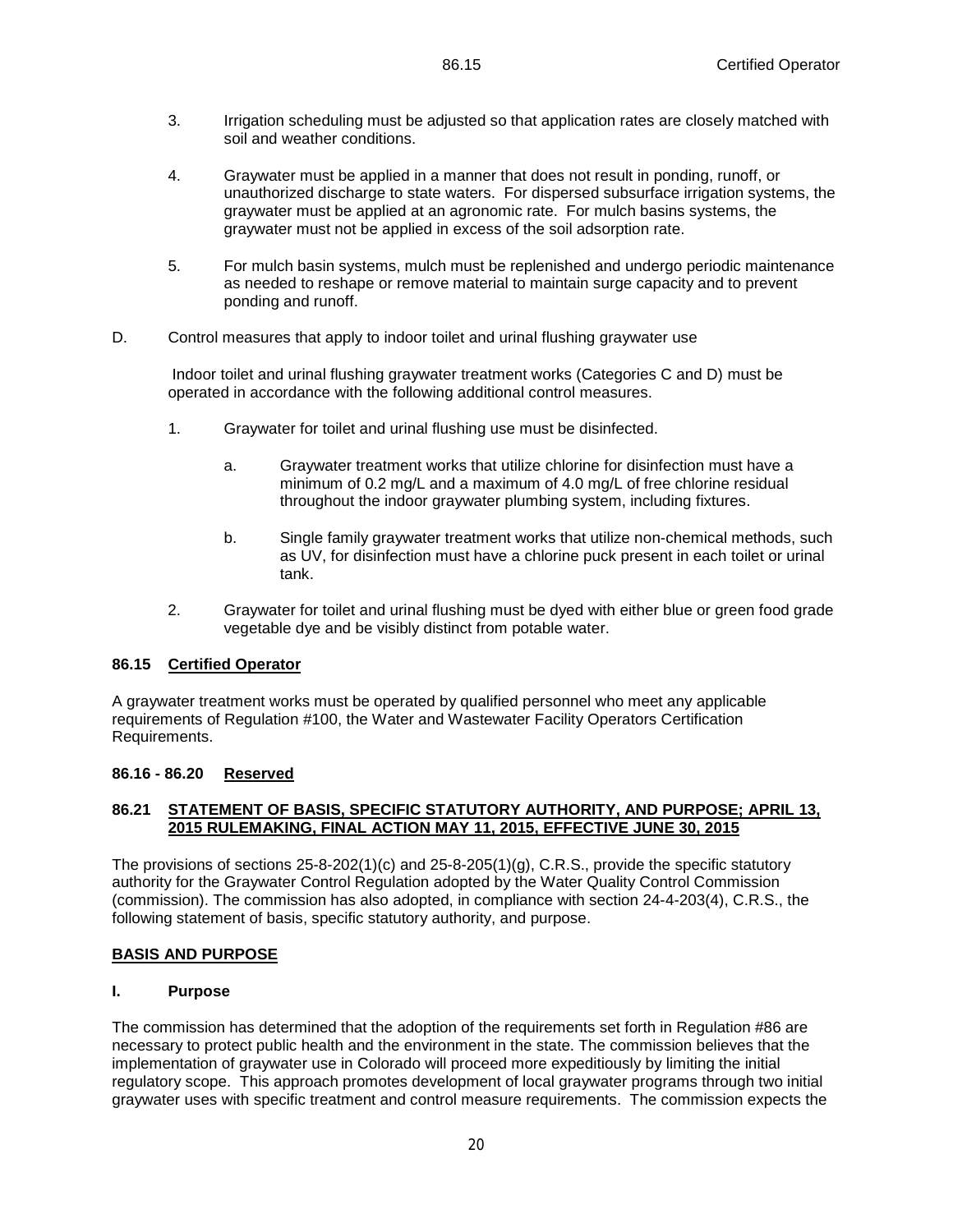3. Irrigation scheduling must be adjusted so that application rates are closely matched with soil and weather conditions.

4. Graywater must be applied in a manner that does not result in ponding, runoff, or unauthorized discharge to state waters. For dispersed subsurface irrigation systems, the graywater must be applied at an agronomic rate. For mulch basins systems, the graywater must not be applied in excess of the soil adsorption rate.

5. For mulch basin systems, mulch must be replenished and undergo periodic maintenance as needed to reshape or remove material to maintain surge capacity and to prevent ponding and runoff.

D. Control measures that apply to indoor toilet and urinal flushing graywater use

Indoor toilet and urinal flushing graywater treatment works (Categories C and D) must be operated in accordance with the following additional control measures.

1. Graywater for toilet and urinal flushing use must be disinfected.

   a. Graywater treatment works that utilize chlorine for disinfection must have a minimum of 0.2 mg/L and a maximum of 4.0 mg/L of free chlorine residual throughout the indoor graywater plumbing system, including fixtures.

   b. Single family graywater treatment works that utilize non-chemical methods, such as UV, for disinfection must have a chlorine puck present in each toilet or urinal tank.

2. Graywater for toilet and urinal flushing must be dyed with either blue or green food grade vegetable dye and be visibly distinct from potable water.

### 86.15 Certified Operator

A graywater treatment works must be operated by qualified personnel who meet any applicable requirements of Regulation #100, the Water and Wastewater Facility Operators Certification Requirements.

### 86.16 - 86.20 Reserved

### 86.21 STATEMENT OF BASIS, SPECIFIC STATUTORY AUTHORITY, AND PURPOSE; APRIL 13, 2015 RULEMAKING, FINAL ACTION MAY 11, 2015, EFFECTIVE JUNE 30, 2015

The provisions of sections 25-8-202(1)(c) and 25-8-205(1)(g), C.R.S., provide the specific statutory authority for the Graywater Control Regulation adopted by the Water Quality Control Commission (commission). The commission has also adopted, in compliance with section 24-4-203(4), C.R.S., the following statement of basis, specific statutory authority, and purpose.

## BASIS AND PURPOSE

### I. Purpose

The commission has determined that the adoption of the requirements set forth in Regulation #86 are necessary to protect public health and the environment in the state. The commission believes that the implementation of graywater use in Colorado will proceed more expeditiously by limiting the initial regulatory scope. This approach promotes development of local graywater programs through two initial graywater uses with specific treatment and control measure requirements. The commission expects the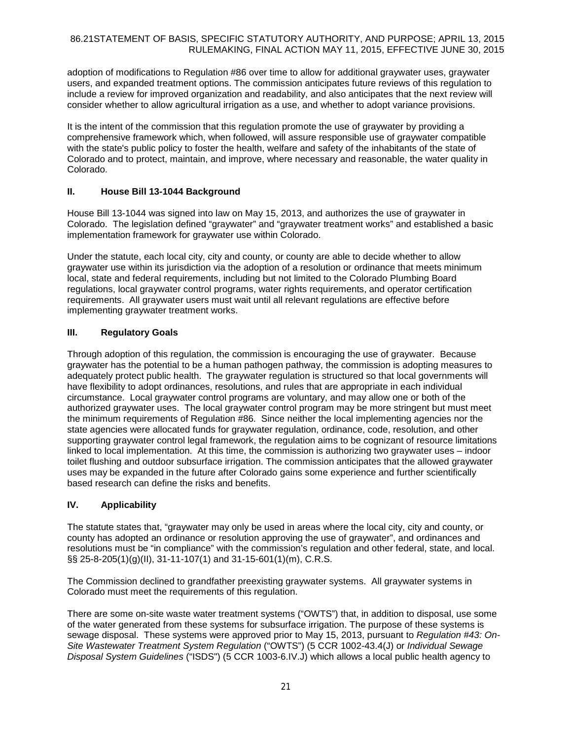adoption of modifications to Regulation #86 over time to allow for additional graywater uses, graywater users, and expanded treatment options. The commission anticipates future reviews of this regulation to include a review for improved organization and readability, and also anticipates that the next review will consider whether to allow agricultural irrigation as a use, and whether to adopt variance provisions.

It is the intent of the commission that this regulation promote the use of graywater by providing a comprehensive framework which, when followed, will assure responsible use of graywater compatible with the state's public policy to foster the health, welfare and safety of the inhabitants of the state of Colorado and to protect, maintain, and improve, where necessary and reasonable, the water quality in Colorado.

## II. House Bill 13-1044 Background

House Bill 13-1044 was signed into law on May 15, 2013, and authorizes the use of graywater in Colorado. The legislation defined "graywater" and "graywater treatment works" and established a basic implementation framework for graywater use within Colorado.

Under the statute, each local city, city and county, or county are able to decide whether to allow graywater use within its jurisdiction via the adoption of a resolution or ordinance that meets minimum local, state and federal requirements, including but not limited to the Colorado Plumbing Board regulations, local graywater control programs, water rights requirements, and operator certification requirements. All graywater users must wait until all relevant regulations are effective before implementing graywater treatment works.

## III. Regulatory Goals

Through adoption of this regulation, the commission is encouraging the use of graywater. Because graywater has the potential to be a human pathogen pathway, the commission is adopting measures to adequately protect public health. The graywater regulation is structured so that local governments will have flexibility to adopt ordinances, resolutions, and rules that are appropriate in each individual circumstance. Local graywater control programs are voluntary, and may allow one or both of the authorized graywater uses. The local graywater control program may be more stringent but must meet the minimum requirements of Regulation #86. Since neither the local implementing agencies nor the state agencies were allocated funds for graywater regulation, ordinance, code, resolution, and other supporting graywater control legal framework, the regulation aims to be cognizant of resource limitations linked to local implementation. At this time, the commission is authorizing two graywater uses – indoor toilet flushing and outdoor subsurface irrigation. The commission anticipates that the allowed graywater uses may be expanded in the future after Colorado gains some experience and further scientifically based research can define the risks and benefits.

## IV. Applicability

The statute states that, "graywater may only be used in areas where the local city, city and county, or county has adopted an ordinance or resolution approving the use of graywater", and ordinances and resolutions must be "in compliance" with the commission's regulation and other federal, state, and local. §§ 25-8-205(1)(g)(II), 31-11-107(1) and 31-15-601(1)(m), C.R.S.

The Commission declined to grandfather preexisting graywater systems. All graywater systems in Colorado must meet the requirements of this regulation.

There are some on-site waste water treatment systems ("OWTS") that, in addition to disposal, use some of the water generated from these systems for subsurface irrigation. The purpose of these systems is sewage disposal. These systems were approved prior to May 15, 2013, pursuant to *Regulation #43: On-Site Wastewater Treatment System Regulation* ("OWTS") (5 CCR 1002-43.4(J) or *Individual Sewage Disposal System Guidelines* ("ISDS") (5 CCR 1003-6.IV.J) which allows a local public health agency to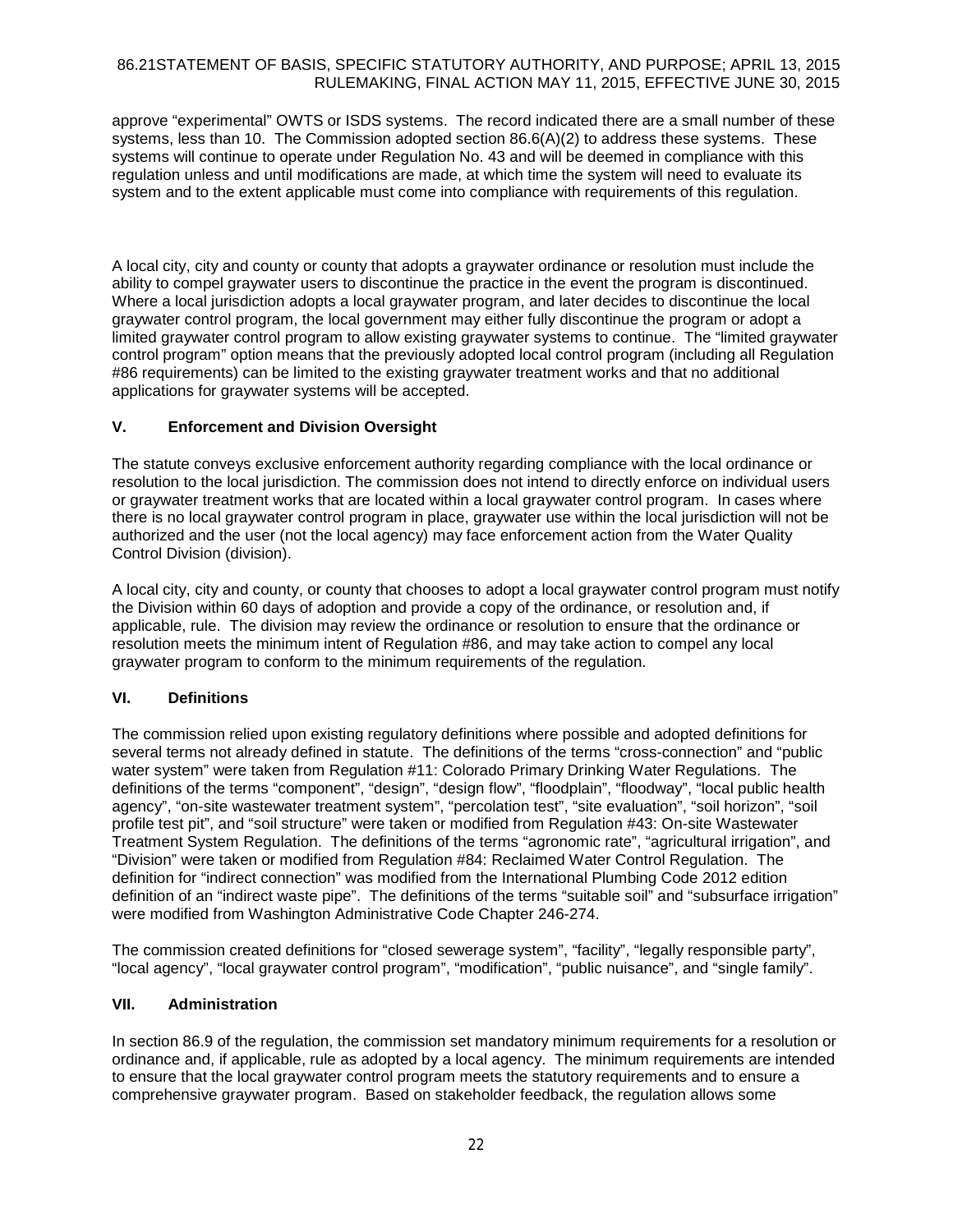approve “experimental” OWTS or ISDS systems. The record indicated there are a small number of these systems, less than 10. The Commission adopted section 86.6(A)(2) to address these systems. These systems will continue to operate under Regulation No. 43 and will be deemed in compliance with this regulation unless and until modifications are made, at which time the system will need to evaluate its system and to the extent applicable must come into compliance with requirements of this regulation.

A local city, city and county or county that adopts a graywater ordinance or resolution must include the ability to compel graywater users to discontinue the practice in the event the program is discontinued. Where a local jurisdiction adopts a local graywater program, and later decides to discontinue the local graywater control program, the local government may either fully discontinue the program or adopt a limited graywater control program to allow existing graywater systems to continue. The “limited graywater control program” option means that the previously adopted local control program (including all Regulation #86 requirements) can be limited to the existing graywater treatment works and that no additional applications for graywater systems will be accepted.

## V. Enforcement and Division Oversight

The statute conveys exclusive enforcement authority regarding compliance with the local ordinance or resolution to the local jurisdiction. The commission does not intend to directly enforce on individual users or graywater treatment works that are located within a local graywater control program. In cases where there is no local graywater control program in place, graywater use within the local jurisdiction will not be authorized and the user (not the local agency) may face enforcement action from the Water Quality Control Division (division).

A local city, city and county, or county that chooses to adopt a local graywater control program must notify the Division within 60 days of adoption and provide a copy of the ordinance, or resolution and, if applicable, rule. The division may review the ordinance or resolution to ensure that the ordinance or resolution meets the minimum intent of Regulation #86, and may take action to compel any local graywater program to conform to the minimum requirements of the regulation.

## VI. Definitions

The commission relied upon existing regulatory definitions where possible and adopted definitions for several terms not already defined in statute. The definitions of the terms “cross-connection” and “public water system” were taken from Regulation #11: Colorado Primary Drinking Water Regulations. The definitions of the terms “component”, “design”, “design flow”, “floodplain”, “floodway”, “local public health agency”, “on-site wastewater treatment system”, “percolation test”, “site evaluation”, “soil horizon”, “soil profile test pit”, and “soil structure” were taken or modified from Regulation #43: On-site Wastewater Treatment System Regulation. The definitions of the terms “agronomic rate”, “agricultural irrigation”, and “Division” were taken or modified from Regulation #84: Reclaimed Water Control Regulation. The definition for “indirect connection” was modified from the International Plumbing Code 2012 edition definition of an “indirect waste pipe”. The definitions of the terms “suitable soil” and “subsurface irrigation” were modified from Washington Administrative Code Chapter 246-274.

The commission created definitions for “closed sewerage system”, “facility”, “legally responsible party”, “local agency”, “local graywater control program”, “modification”, “public nuisance”, and “single family”.

## VII. Administration

In section 86.9 of the regulation, the commission set mandatory minimum requirements for a resolution or ordinance and, if applicable, rule as adopted by a local agency. The minimum requirements are intended to ensure that the local graywater control program meets the statutory requirements and to ensure a comprehensive graywater program. Based on stakeholder feedback, the regulation allows some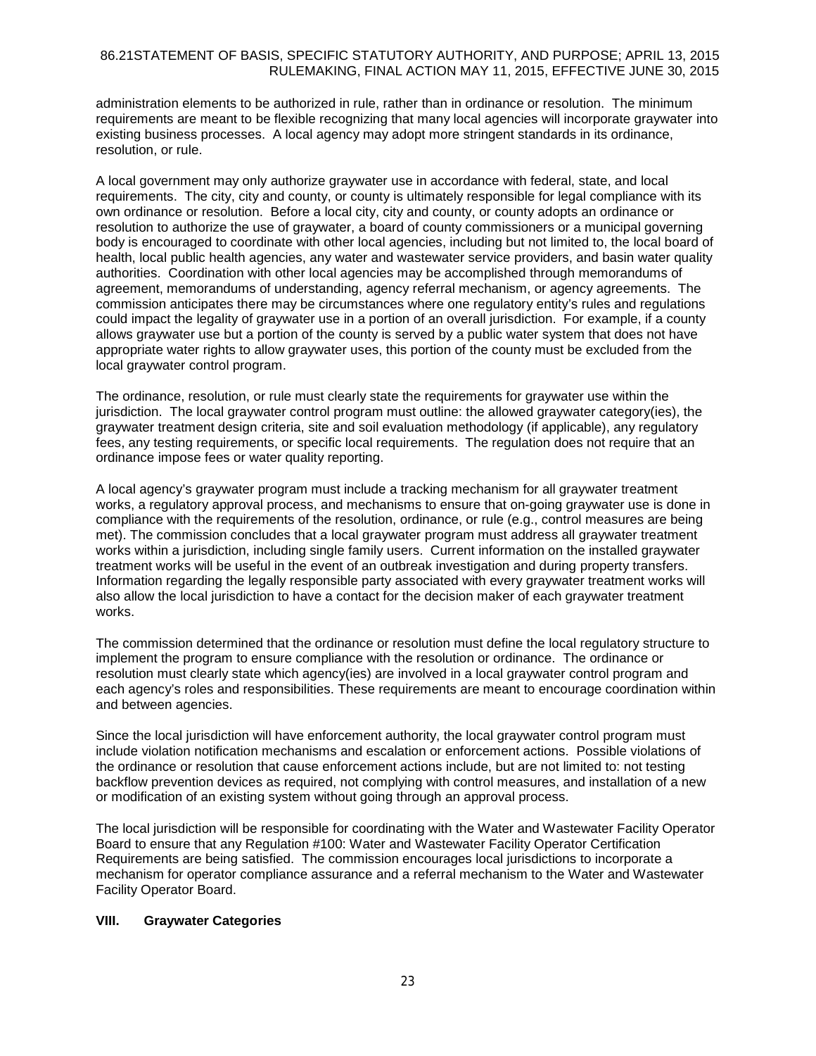administration elements to be authorized in rule, rather than in ordinance or resolution. The minimum requirements are meant to be flexible recognizing that many local agencies will incorporate graywater into existing business processes. A local agency may adopt more stringent standards in its ordinance, resolution, or rule.

A local government may only authorize graywater use in accordance with federal, state, and local requirements. The city, city and county, or county is ultimately responsible for legal compliance with its own ordinance or resolution. Before a local city, city and county, or county adopts an ordinance or resolution to authorize the use of graywater, a board of county commissioners or a municipal governing body is encouraged to coordinate with other local agencies, including but not limited to, the local board of health, local public health agencies, any water and wastewater service providers, and basin water quality authorities. Coordination with other local agencies may be accomplished through memorandums of agreement, memorandums of understanding, agency referral mechanism, or agency agreements. The commission anticipates there may be circumstances where one regulatory entity's rules and regulations could impact the legality of graywater use in a portion of an overall jurisdiction. For example, if a county allows graywater use but a portion of the county is served by a public water system that does not have appropriate water rights to allow graywater uses, this portion of the county must be excluded from the local graywater control program.

The ordinance, resolution, or rule must clearly state the requirements for graywater use within the jurisdiction. The local graywater control program must outline: the allowed graywater category(ies), the graywater treatment design criteria, site and soil evaluation methodology (if applicable), any regulatory fees, any testing requirements, or specific local requirements. The regulation does not require that an ordinance impose fees or water quality reporting.

A local agency's graywater program must include a tracking mechanism for all graywater treatment works, a regulatory approval process, and mechanisms to ensure that on-going graywater use is done in compliance with the requirements of the resolution, ordinance, or rule (e.g., control measures are being met). The commission concludes that a local graywater program must address all graywater treatment works within a jurisdiction, including single family users. Current information on the installed graywater treatment works will be useful in the event of an outbreak investigation and during property transfers. Information regarding the legally responsible party associated with every graywater treatment works will also allow the local jurisdiction to have a contact for the decision maker of each graywater treatment works.

The commission determined that the ordinance or resolution must define the local regulatory structure to implement the program to ensure compliance with the resolution or ordinance. The ordinance or resolution must clearly state which agency(ies) are involved in a local graywater control program and each agency's roles and responsibilities. These requirements are meant to encourage coordination within and between agencies.

Since the local jurisdiction will have enforcement authority, the local graywater control program must include violation notification mechanisms and escalation or enforcement actions. Possible violations of the ordinance or resolution that cause enforcement actions include, but are not limited to: not testing backflow prevention devices as required, not complying with control measures, and installation of a new or modification of an existing system without going through an approval process.

The local jurisdiction will be responsible for coordinating with the Water and Wastewater Facility Operator Board to ensure that any Regulation #100: Water and Wastewater Facility Operator Certification Requirements are being satisfied. The commission encourages local jurisdictions to incorporate a mechanism for operator compliance assurance and a referral mechanism to the Water and Wastewater Facility Operator Board.

## VIII. Graywater Categories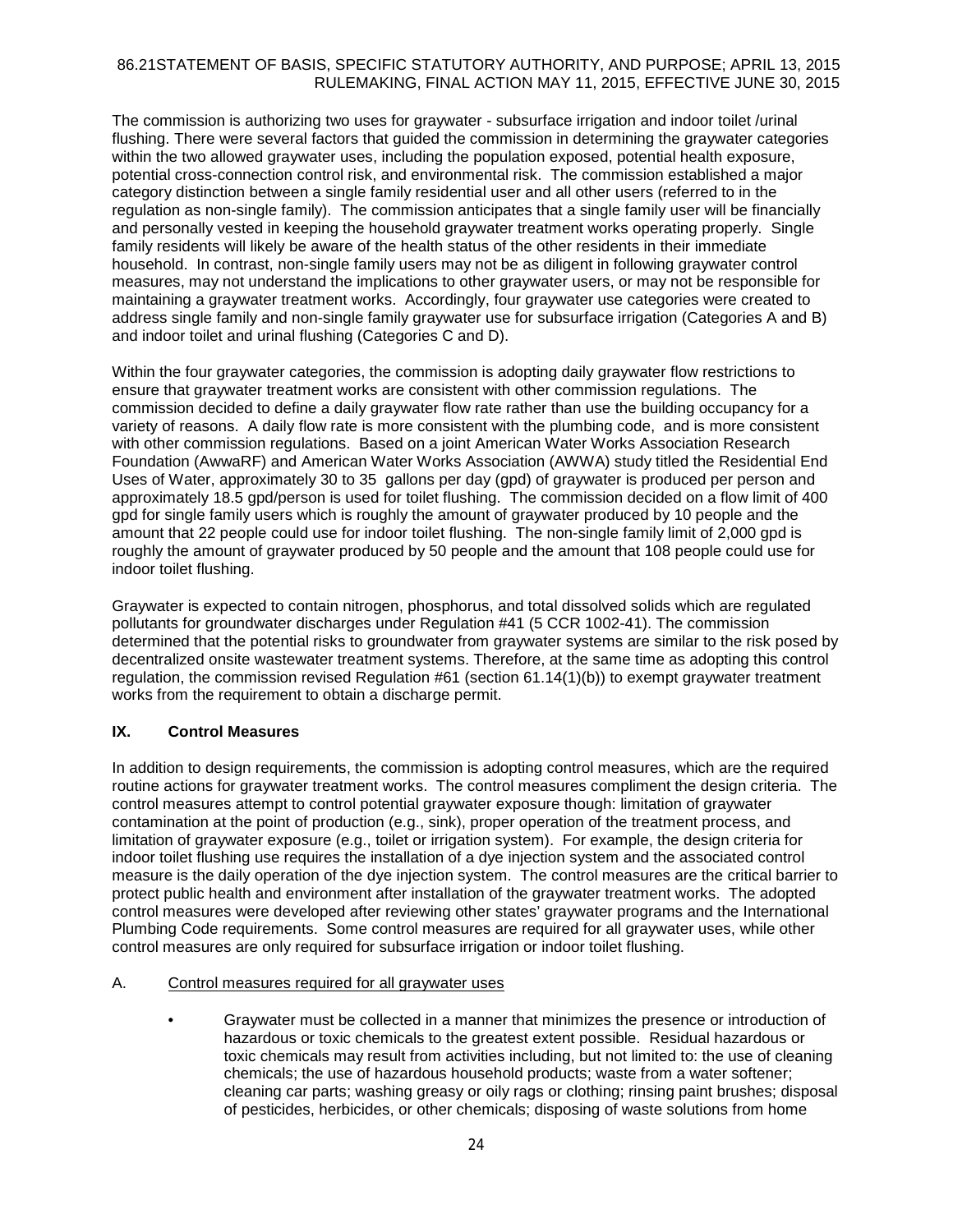The commission is authorizing two uses for graywater - subsurface irrigation and indoor toilet /urinal flushing. There were several factors that guided the commission in determining the graywater categories within the two allowed graywater uses, including the population exposed, potential health exposure, potential cross-connection control risk, and environmental risk. The commission established a major category distinction between a single family residential user and all other users (referred to in the regulation as non-single family). The commission anticipates that a single family user will be financially and personally vested in keeping the household graywater treatment works operating properly. Single family residents will likely be aware of the health status of the other residents in their immediate household. In contrast, non-single family users may not be as diligent in following graywater control measures, may not understand the implications to other graywater users, or may not be responsible for maintaining a graywater treatment works. Accordingly, four graywater use categories were created to address single family and non-single family graywater use for subsurface irrigation (Categories A and B) and indoor toilet and urinal flushing (Categories C and D).

Within the four graywater categories, the commission is adopting daily graywater flow restrictions to ensure that graywater treatment works are consistent with other commission regulations. The commission decided to define a daily graywater flow rate rather than use the building occupancy for a variety of reasons. A daily flow rate is more consistent with the plumbing code, and is more consistent with other commission regulations. Based on a joint American Water Works Association Research Foundation (AwwaRF) and American Water Works Association (AWWA) study titled the Residential End Uses of Water, approximately 30 to 35 gallons per day (gpd) of graywater is produced per person and approximately 18.5 gpd/person is used for toilet flushing. The commission decided on a flow limit of 400 gpd for single family users which is roughly the amount of graywater produced by 10 people and the amount that 22 people could use for indoor toilet flushing. The non-single family limit of 2,000 gpd is roughly the amount of graywater produced by 50 people and the amount that 108 people could use for indoor toilet flushing.

Graywater is expected to contain nitrogen, phosphorus, and total dissolved solids which are regulated pollutants for groundwater discharges under Regulation #41 (5 CCR 1002-41). The commission determined that the potential risks to groundwater from graywater systems are similar to the risk posed by decentralized onsite wastewater treatment systems. Therefore, at the same time as adopting this control regulation, the commission revised Regulation #61 (section 61.14(1)(b)) to exempt graywater treatment works from the requirement to obtain a discharge permit.

## IX. Control Measures

In addition to design requirements, the commission is adopting control measures, which are the required routine actions for graywater treatment works. The control measures compliment the design criteria. The control measures attempt to control potential graywater exposure though: limitation of graywater contamination at the point of production (e.g., sink), proper operation of the treatment process, and limitation of graywater exposure (e.g., toilet or irrigation system). For example, the design criteria for indoor toilet flushing use requires the installation of a dye injection system and the associated control measure is the daily operation of the dye injection system. The control measures are the critical barrier to protect public health and environment after installation of the graywater treatment works. The adopted control measures were developed after reviewing other states' graywater programs and the International Plumbing Code requirements. Some control measures are required for all graywater uses, while other control measures are only required for subsurface irrigation or indoor toilet flushing.

A. <u>Control measures required for all graywater uses</u>

- Graywater must be collected in a manner that minimizes the presence or introduction of hazardous or toxic chemicals to the greatest extent possible. Residual hazardous or toxic chemicals may result from activities including, but not limited to: the use of cleaning chemicals; the use of hazardous household products; waste from a water softener; cleaning car parts; washing greasy or oily rags or clothing; rinsing paint brushes; disposal of pesticides, herbicides, or other chemicals; disposing of waste solutions from home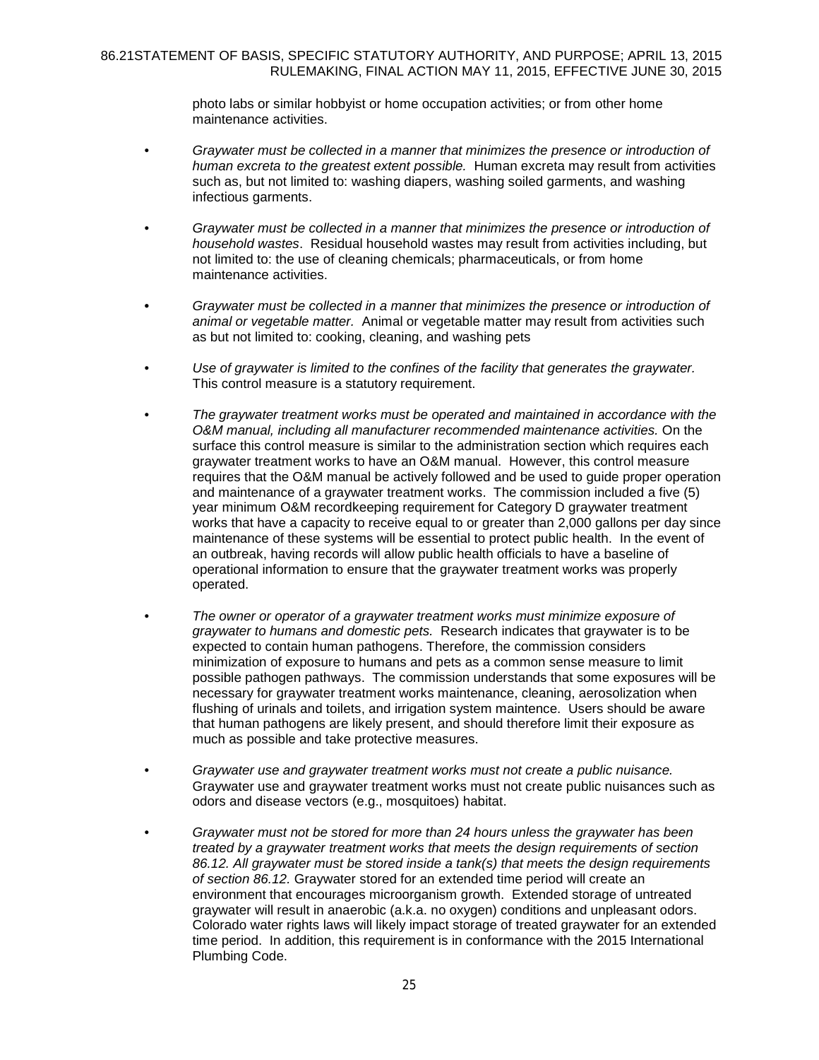photo labs or similar hobbyist or home occupation activities; or from other home maintenance activities.

- *Graywater must be collected in a manner that minimizes the presence or introduction of human excreta to the greatest extent possible.* Human excreta may result from activities such as, but not limited to: washing diapers, washing soiled garments, and washing infectious garments.

- *Graywater must be collected in a manner that minimizes the presence or introduction of household wastes*. Residual household wastes may result from activities including, but not limited to: the use of cleaning chemicals; pharmaceuticals, or from home maintenance activities.

- *Graywater must be collected in a manner that minimizes the presence or introduction of animal or vegetable matter.* Animal or vegetable matter may result from activities such as but not limited to: cooking, cleaning, and washing pets

- *Use of graywater is limited to the confines of the facility that generates the graywater.* This control measure is a statutory requirement.

- *The graywater treatment works must be operated and maintained in accordance with the O&M manual, including all manufacturer recommended maintenance activities.* On the surface this control measure is similar to the administration section which requires each graywater treatment works to have an O&M manual. However, this control measure requires that the O&M manual be actively followed and be used to guide proper operation and maintenance of a graywater treatment works. The commission included a five (5) year minimum O&M recordkeeping requirement for Category D graywater treatment works that have a capacity to receive equal to or greater than 2,000 gallons per day since maintenance of these systems will be essential to protect public health. In the event of an outbreak, having records will allow public health officials to have a baseline of operational information to ensure that the graywater treatment works was properly operated.

- *The owner or operator of a graywater treatment works must minimize exposure of graywater to humans and domestic pets.* Research indicates that graywater is to be expected to contain human pathogens. Therefore, the commission considers minimization of exposure to humans and pets as a common sense measure to limit possible pathogen pathways. The commission understands that some exposures will be necessary for graywater treatment works maintenance, cleaning, aerosolization when flushing of urinals and toilets, and irrigation system maintence. Users should be aware that human pathogens are likely present, and should therefore limit their exposure as much as possible and take protective measures.

- *Graywater use and graywater treatment works must not create a public nuisance.* Graywater use and graywater treatment works must not create public nuisances such as odors and disease vectors (e.g., mosquitoes) habitat.

- *Graywater must not be stored for more than 24 hours unless the graywater has been treated by a graywater treatment works that meets the design requirements of section 86.12. All graywater must be stored inside a tank(s) that meets the design requirements of section 86.12.* Graywater stored for an extended time period will create an environment that encourages microorganism growth. Extended storage of untreated graywater will result in anaerobic (a.k.a. no oxygen) conditions and unpleasant odors. Colorado water rights laws will likely impact storage of treated graywater for an extended time period. In addition, this requirement is in conformance with the 2015 International Plumbing Code.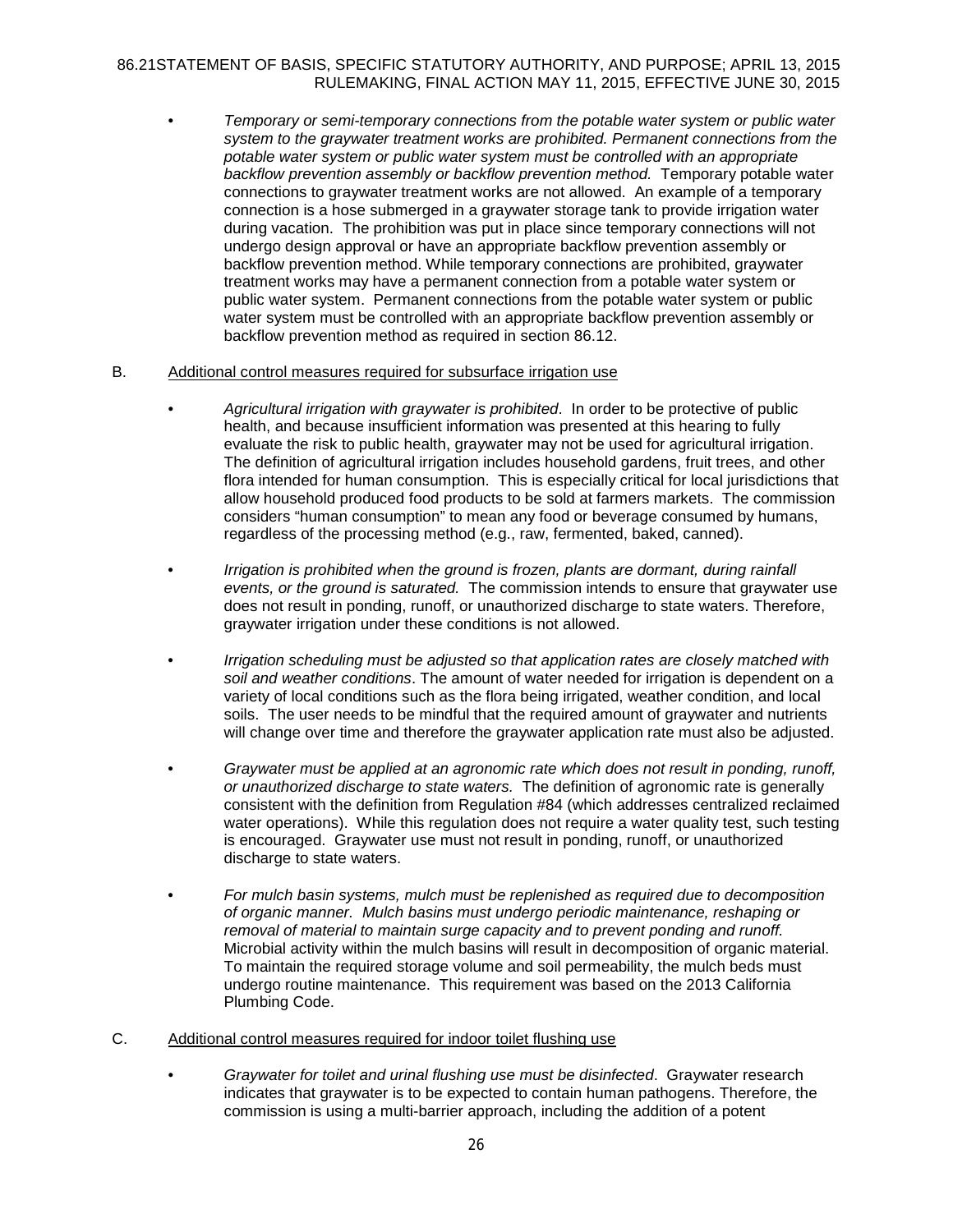- *Temporary or semi-temporary connections from the potable water system or public water system to the graywater treatment works are prohibited. Permanent connections from the potable water system or public water system must be controlled with an appropriate backflow prevention assembly or backflow prevention method.* Temporary potable water connections to graywater treatment works are not allowed. An example of a temporary connection is a hose submerged in a graywater storage tank to provide irrigation water during vacation. The prohibition was put in place since temporary connections will not undergo design approval or have an appropriate backflow prevention assembly or backflow prevention method. While temporary connections are prohibited, graywater treatment works may have a permanent connection from a potable water system or public water system. Permanent connections from the potable water system or public water system must be controlled with an appropriate backflow prevention assembly or backflow prevention method as required in section 86.12.

B. Additional control measures required for subsurface irrigation use

- *Agricultural irrigation with graywater is prohibited*. In order to be protective of public health, and because insufficient information was presented at this hearing to fully evaluate the risk to public health, graywater may not be used for agricultural irrigation. The definition of agricultural irrigation includes household gardens, fruit trees, and other flora intended for human consumption. This is especially critical for local jurisdictions that allow household produced food products to be sold at farmers markets. The commission considers "human consumption" to mean any food or beverage consumed by humans, regardless of the processing method (e.g., raw, fermented, baked, canned).

- *Irrigation is prohibited when the ground is frozen, plants are dormant, during rainfall events, or the ground is saturated.* The commission intends to ensure that graywater use does not result in ponding, runoff, or unauthorized discharge to state waters. Therefore, graywater irrigation under these conditions is not allowed.

- *Irrigation scheduling must be adjusted so that application rates are closely matched with soil and weather conditions*. The amount of water needed for irrigation is dependent on a variety of local conditions such as the flora being irrigated, weather condition, and local soils. The user needs to be mindful that the required amount of graywater and nutrients will change over time and therefore the graywater application rate must also be adjusted.

- *Graywater must be applied at an agronomic rate which does not result in ponding, runoff, or unauthorized discharge to state waters.* The definition of agronomic rate is generally consistent with the definition from Regulation #84 (which addresses centralized reclaimed water operations). While this regulation does not require a water quality test, such testing is encouraged. Graywater use must not result in ponding, runoff, or unauthorized discharge to state waters.

- *For mulch basin systems, mulch must be replenished as required due to decomposition of organic manner. Mulch basins must undergo periodic maintenance, reshaping or removal of material to maintain surge capacity and to prevent ponding and runoff.* Microbial activity within the mulch basins will result in decomposition of organic material. To maintain the required storage volume and soil permeability, the mulch beds must undergo routine maintenance. This requirement was based on the 2013 California Plumbing Code.

C. Additional control measures required for indoor toilet flushing use

- *Graywater for toilet and urinal flushing use must be disinfected*. Graywater research indicates that graywater is to be expected to contain human pathogens. Therefore, the commission is using a multi-barrier approach, including the addition of a potent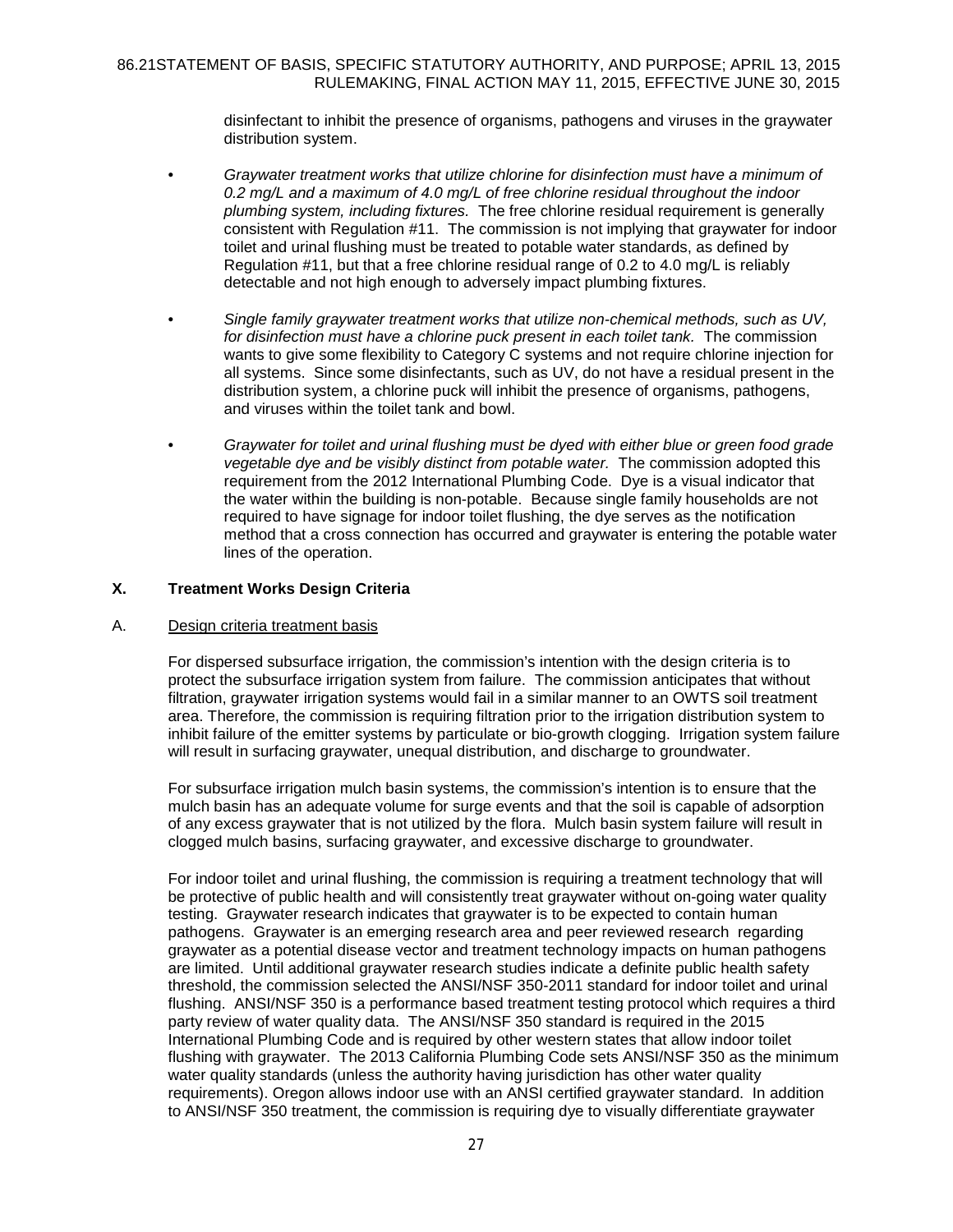disinfectant to inhibit the presence of organisms, pathogens and viruses in the graywater distribution system.

- *Graywater treatment works that utilize chlorine for disinfection must have a minimum of 0.2 mg/L and a maximum of 4.0 mg/L of free chlorine residual throughout the indoor plumbing system, including fixtures.* The free chlorine residual requirement is generally consistent with Regulation #11. The commission is not implying that graywater for indoor toilet and urinal flushing must be treated to potable water standards, as defined by Regulation #11, but that a free chlorine residual range of 0.2 to 4.0 mg/L is reliably detectable and not high enough to adversely impact plumbing fixtures.

- *Single family graywater treatment works that utilize non-chemical methods, such as UV, for disinfection must have a chlorine puck present in each toilet tank.* The commission wants to give some flexibility to Category C systems and not require chlorine injection for all systems. Since some disinfectants, such as UV, do not have a residual present in the distribution system, a chlorine puck will inhibit the presence of organisms, pathogens, and viruses within the toilet tank and bowl.

- *Graywater for toilet and urinal flushing must be dyed with either blue or green food grade vegetable dye and be visibly distinct from potable water.* The commission adopted this requirement from the 2012 International Plumbing Code. Dye is a visual indicator that the water within the building is non-potable. Because single family households are not required to have signage for indoor toilet flushing, the dye serves as the notification method that a cross connection has occurred and graywater is entering the potable water lines of the operation.

## X. Treatment Works Design Criteria

### A. Design criteria treatment basis

For dispersed subsurface irrigation, the commission's intention with the design criteria is to protect the subsurface irrigation system from failure. The commission anticipates that without filtration, graywater irrigation systems would fail in a similar manner to an OWTS soil treatment area. Therefore, the commission is requiring filtration prior to the irrigation distribution system to inhibit failure of the emitter systems by particulate or bio-growth clogging. Irrigation system failure will result in surfacing graywater, unequal distribution, and discharge to groundwater.

For subsurface irrigation mulch basin systems, the commission's intention is to ensure that the mulch basin has an adequate volume for surge events and that the soil is capable of adsorption of any excess graywater that is not utilized by the flora. Mulch basin system failure will result in clogged mulch basins, surfacing graywater, and excessive discharge to groundwater.

For indoor toilet and urinal flushing, the commission is requiring a treatment technology that will be protective of public health and will consistently treat graywater without on-going water quality testing. Graywater research indicates that graywater is to be expected to contain human pathogens. Graywater is an emerging research area and peer reviewed research regarding graywater as a potential disease vector and treatment technology impacts on human pathogens are limited. Until additional graywater research studies indicate a definite public health safety threshold, the commission selected the ANSI/NSF 350-2011 standard for indoor toilet and urinal flushing. ANSI/NSF 350 is a performance based treatment testing protocol which requires a third party review of water quality data. The ANSI/NSF 350 standard is required in the 2015 International Plumbing Code and is required by other western states that allow indoor toilet flushing with graywater. The 2013 California Plumbing Code sets ANSI/NSF 350 as the minimum water quality standards (unless the authority having jurisdiction has other water quality requirements). Oregon allows indoor use with an ANSI certified graywater standard. In addition to ANSI/NSF 350 treatment, the commission is requiring dye to visually differentiate graywater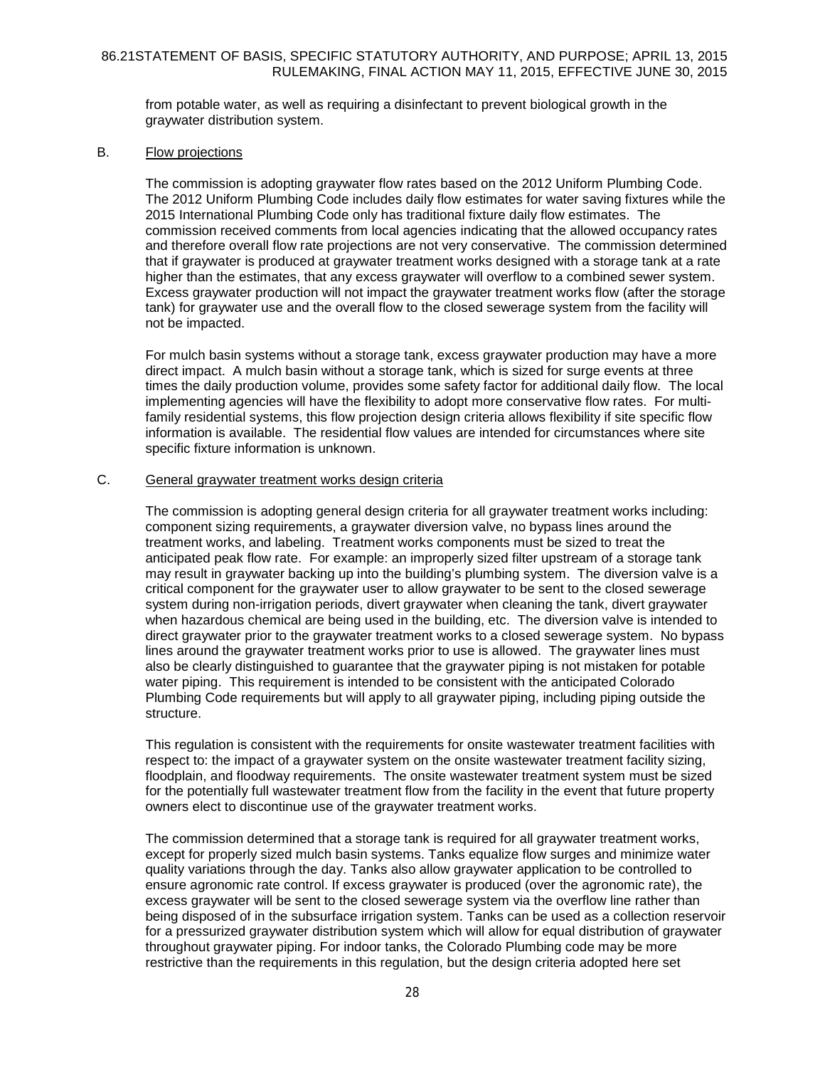from potable water, as well as requiring a disinfectant to prevent biological growth in the graywater distribution system.

B. Flow projections

The commission is adopting graywater flow rates based on the 2012 Uniform Plumbing Code. The 2012 Uniform Plumbing Code includes daily flow estimates for water saving fixtures while the 2015 International Plumbing Code only has traditional fixture daily flow estimates. The commission received comments from local agencies indicating that the allowed occupancy rates and therefore overall flow rate projections are not very conservative. The commission determined that if graywater is produced at graywater treatment works designed with a storage tank at a rate higher than the estimates, that any excess graywater will overflow to a combined sewer system. Excess graywater production will not impact the graywater treatment works flow (after the storage tank) for graywater use and the overall flow to the closed sewerage system from the facility will not be impacted.

For mulch basin systems without a storage tank, excess graywater production may have a more direct impact. A mulch basin without a storage tank, which is sized for surge events at three times the daily production volume, provides some safety factor for additional daily flow. The local implementing agencies will have the flexibility to adopt more conservative flow rates. For multi-family residential systems, this flow projection design criteria allows flexibility if site specific flow information is available. The residential flow values are intended for circumstances where site specific fixture information is unknown.

C. General graywater treatment works design criteria

The commission is adopting general design criteria for all graywater treatment works including: component sizing requirements, a graywater diversion valve, no bypass lines around the treatment works, and labeling. Treatment works components must be sized to treat the anticipated peak flow rate. For example: an improperly sized filter upstream of a storage tank may result in graywater backing up into the building's plumbing system. The diversion valve is a critical component for the graywater user to allow graywater to be sent to the closed sewerage system during non-irrigation periods, divert graywater when cleaning the tank, divert graywater when hazardous chemical are being used in the building, etc. The diversion valve is intended to direct graywater prior to the graywater treatment works to a closed sewerage system. No bypass lines around the graywater treatment works prior to use is allowed. The graywater lines must also be clearly distinguished to guarantee that the graywater piping is not mistaken for potable water piping. This requirement is intended to be consistent with the anticipated Colorado Plumbing Code requirements but will apply to all graywater piping, including piping outside the structure.

This regulation is consistent with the requirements for onsite wastewater treatment facilities with respect to: the impact of a graywater system on the onsite wastewater treatment facility sizing, floodplain, and floodway requirements. The onsite wastewater treatment system must be sized for the potentially full wastewater treatment flow from the facility in the event that future property owners elect to discontinue use of the graywater treatment works.

The commission determined that a storage tank is required for all graywater treatment works, except for properly sized mulch basin systems. Tanks equalize flow surges and minimize water quality variations through the day. Tanks also allow graywater application to be controlled to ensure agronomic rate control. If excess graywater is produced (over the agronomic rate), the excess graywater will be sent to the closed sewerage system via the overflow line rather than being disposed of in the subsurface irrigation system. Tanks can be used as a collection reservoir for a pressurized graywater distribution system which will allow for equal distribution of graywater throughout graywater piping. For indoor tanks, the Colorado Plumbing code may be more restrictive than the requirements in this regulation, but the design criteria adopted here set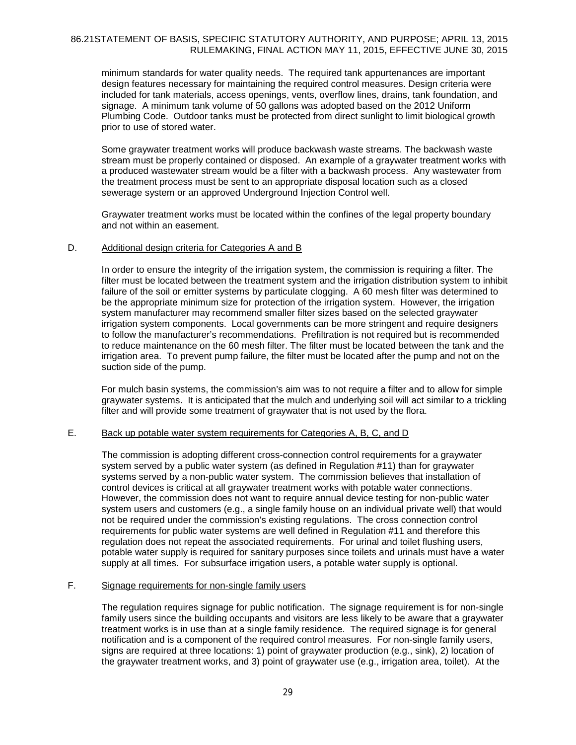minimum standards for water quality needs. The required tank appurtenances are important design features necessary for maintaining the required control measures. Design criteria were included for tank materials, access openings, vents, overflow lines, drains, tank foundation, and signage. A minimum tank volume of 50 gallons was adopted based on the 2012 Uniform Plumbing Code. Outdoor tanks must be protected from direct sunlight to limit biological growth prior to use of stored water.

Some graywater treatment works will produce backwash waste streams. The backwash waste stream must be properly contained or disposed. An example of a graywater treatment works with a produced wastewater stream would be a filter with a backwash process. Any wastewater from the treatment process must be sent to an appropriate disposal location such as a closed sewerage system or an approved Underground Injection Control well.

Graywater treatment works must be located within the confines of the legal property boundary and not within an easement.

D. Additional design criteria for Categories A and B

In order to ensure the integrity of the irrigation system, the commission is requiring a filter. The filter must be located between the treatment system and the irrigation distribution system to inhibit failure of the soil or emitter systems by particulate clogging. A 60 mesh filter was determined to be the appropriate minimum size for protection of the irrigation system. However, the irrigation system manufacturer may recommend smaller filter sizes based on the selected graywater irrigation system components. Local governments can be more stringent and require designers to follow the manufacturer's recommendations. Prefiltration is not required but is recommended to reduce maintenance on the 60 mesh filter. The filter must be located between the tank and the irrigation area. To prevent pump failure, the filter must be located after the pump and not on the suction side of the pump.

For mulch basin systems, the commission's aim was to not require a filter and to allow for simple graywater systems. It is anticipated that the mulch and underlying soil will act similar to a trickling filter and will provide some treatment of graywater that is not used by the flora.

E. Back up potable water system requirements for Categories A, B, C, and D

The commission is adopting different cross-connection control requirements for a graywater system served by a public water system (as defined in Regulation #11) than for graywater systems served by a non-public water system. The commission believes that installation of control devices is critical at all graywater treatment works with potable water connections. However, the commission does not want to require annual device testing for non-public water system users and customers (e.g., a single family house on an individual private well) that would not be required under the commission's existing regulations. The cross connection control requirements for public water systems are well defined in Regulation #11 and therefore this regulation does not repeat the associated requirements. For urinal and toilet flushing users, potable water supply is required for sanitary purposes since toilets and urinals must have a water supply at all times. For subsurface irrigation users, a potable water supply is optional.

F. Signage requirements for non-single family users

The regulation requires signage for public notification. The signage requirement is for non-single family users since the building occupants and visitors are less likely to be aware that a graywater treatment works is in use than at a single family residence. The required signage is for general notification and is a component of the required control measures. For non-single family users, signs are required at three locations: 1) point of graywater production (e.g., sink), 2) location of the graywater treatment works, and 3) point of graywater use (e.g., irrigation area, toilet). At the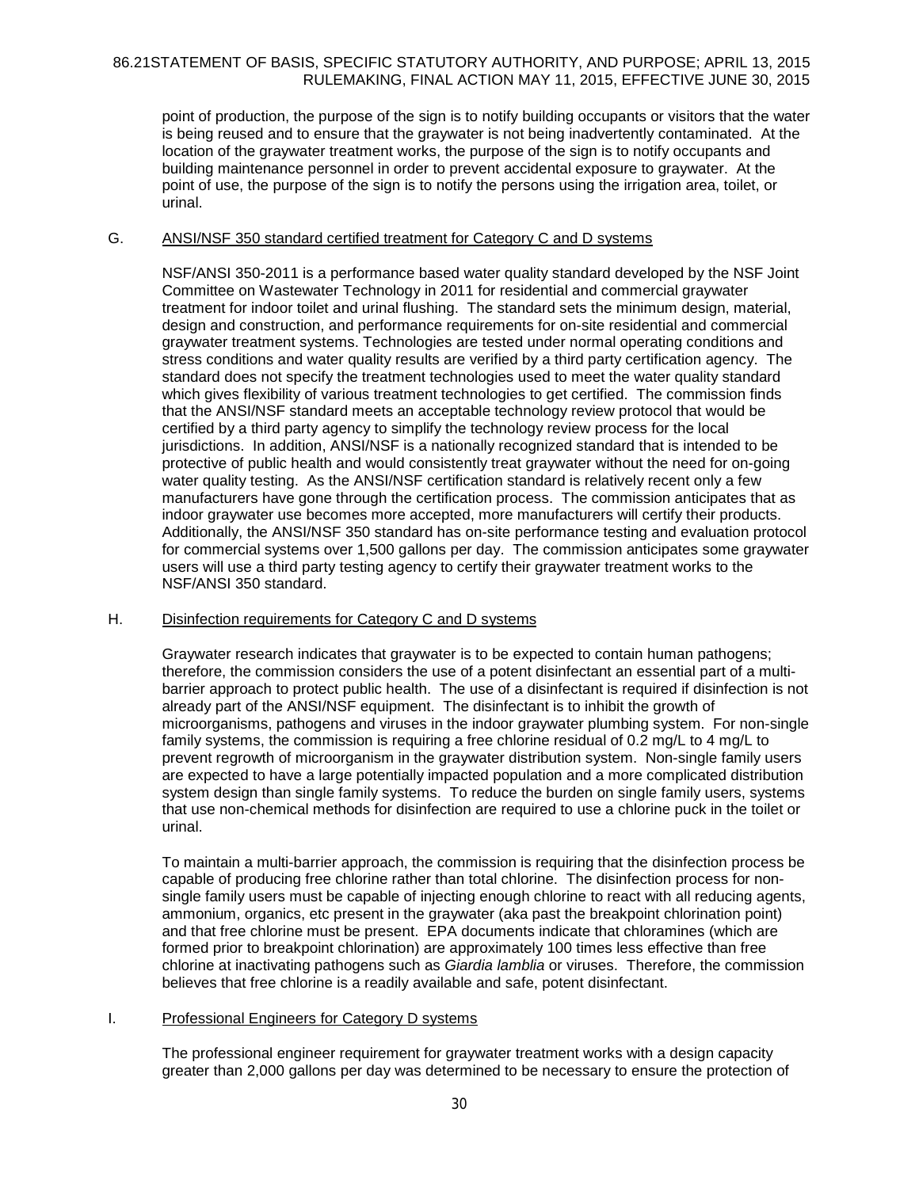point of production, the purpose of the sign is to notify building occupants or visitors that the water is being reused and to ensure that the graywater is not being inadvertently contaminated. At the location of the graywater treatment works, the purpose of the sign is to notify occupants and building maintenance personnel in order to prevent accidental exposure to graywater. At the point of use, the purpose of the sign is to notify the persons using the irrigation area, toilet, or urinal.

G. ANSI/NSF 350 standard certified treatment for Category C and D systems

NSF/ANSI 350-2011 is a performance based water quality standard developed by the NSF Joint Committee on Wastewater Technology in 2011 for residential and commercial graywater treatment for indoor toilet and urinal flushing. The standard sets the minimum design, material, design and construction, and performance requirements for on-site residential and commercial graywater treatment systems. Technologies are tested under normal operating conditions and stress conditions and water quality results are verified by a third party certification agency. The standard does not specify the treatment technologies used to meet the water quality standard which gives flexibility of various treatment technologies to get certified. The commission finds that the ANSI/NSF standard meets an acceptable technology review protocol that would be certified by a third party agency to simplify the technology review process for the local jurisdictions. In addition, ANSI/NSF is a nationally recognized standard that is intended to be protective of public health and would consistently treat graywater without the need for on-going water quality testing. As the ANSI/NSF certification standard is relatively recent only a few manufacturers have gone through the certification process. The commission anticipates that as indoor graywater use becomes more accepted, more manufacturers will certify their products. Additionally, the ANSI/NSF 350 standard has on-site performance testing and evaluation protocol for commercial systems over 1,500 gallons per day. The commission anticipates some graywater users will use a third party testing agency to certify their graywater treatment works to the NSF/ANSI 350 standard.

H. Disinfection requirements for Category C and D systems

Graywater research indicates that graywater is to be expected to contain human pathogens; therefore, the commission considers the use of a potent disinfectant an essential part of a multi-barrier approach to protect public health. The use of a disinfectant is required if disinfection is not already part of the ANSI/NSF equipment. The disinfectant is to inhibit the growth of microorganisms, pathogens and viruses in the indoor graywater plumbing system. For non-single family systems, the commission is requiring a free chlorine residual of 0.2 mg/L to 4 mg/L to prevent regrowth of microorganism in the graywater distribution system. Non-single family users are expected to have a large potentially impacted population and a more complicated distribution system design than single family systems. To reduce the burden on single family users, systems that use non-chemical methods for disinfection are required to use a chlorine puck in the toilet or urinal.

To maintain a multi-barrier approach, the commission is requiring that the disinfection process be capable of producing free chlorine rather than total chlorine. The disinfection process for non-single family users must be capable of injecting enough chlorine to react with all reducing agents, ammonium, organics, etc present in the graywater (aka past the breakpoint chlorination point) and that free chlorine must be present. EPA documents indicate that chloramines (which are formed prior to breakpoint chlorination) are approximately 100 times less effective than free chlorine at inactivating pathogens such as *Giardia lamblia* or viruses. Therefore, the commission believes that free chlorine is a readily available and safe, potent disinfectant.

I. Professional Engineers for Category D systems

The professional engineer requirement for graywater treatment works with a design capacity greater than 2,000 gallons per day was determined to be necessary to ensure the protection of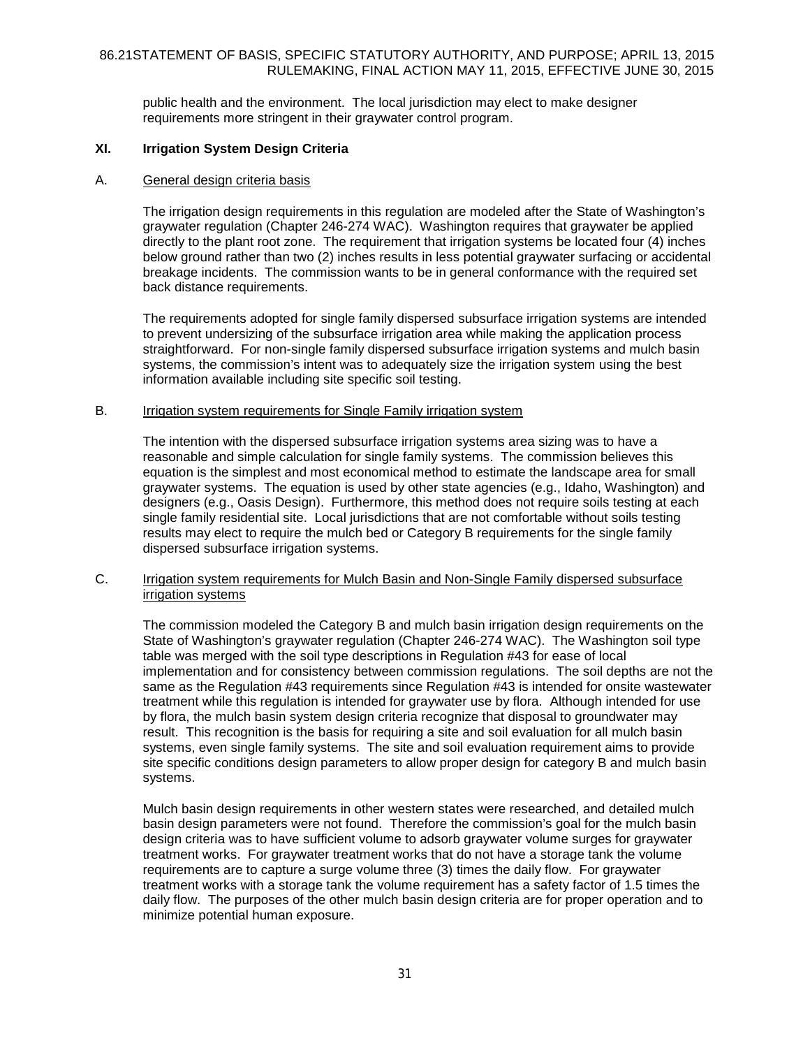public health and the environment. The local jurisdiction may elect to make designer requirements more stringent in their graywater control program.

## XI. Irrigation System Design Criteria

### A. General design criteria basis

The irrigation design requirements in this regulation are modeled after the State of Washington's graywater regulation (Chapter 246-274 WAC). Washington requires that graywater be applied directly to the plant root zone. The requirement that irrigation systems be located four (4) inches below ground rather than two (2) inches results in less potential graywater surfacing or accidental breakage incidents. The commission wants to be in general conformance with the required set back distance requirements.

The requirements adopted for single family dispersed subsurface irrigation systems are intended to prevent undersizing of the subsurface irrigation area while making the application process straightforward. For non-single family dispersed subsurface irrigation systems and mulch basin systems, the commission's intent was to adequately size the irrigation system using the best information available including site specific soil testing.

### B. Irrigation system requirements for Single Family irrigation system

The intention with the dispersed subsurface irrigation systems area sizing was to have a reasonable and simple calculation for single family systems. The commission believes this equation is the simplest and most economical method to estimate the landscape area for small graywater systems. The equation is used by other state agencies (e.g., Idaho, Washington) and designers (e.g., Oasis Design). Furthermore, this method does not require soils testing at each single family residential site. Local jurisdictions that are not comfortable without soils testing results may elect to require the mulch bed or Category B requirements for the single family dispersed subsurface irrigation systems.

### C. Irrigation system requirements for Mulch Basin and Non-Single Family dispersed subsurface irrigation systems

The commission modeled the Category B and mulch basin irrigation design requirements on the State of Washington's graywater regulation (Chapter 246-274 WAC). The Washington soil type table was merged with the soil type descriptions in Regulation #43 for ease of local implementation and for consistency between commission regulations. The soil depths are not the same as the Regulation #43 requirements since Regulation #43 is intended for onsite wastewater treatment while this regulation is intended for graywater use by flora. Although intended for use by flora, the mulch basin system design criteria recognize that disposal to groundwater may result. This recognition is the basis for requiring a site and soil evaluation for all mulch basin systems, even single family systems. The site and soil evaluation requirement aims to provide site specific conditions design parameters to allow proper design for category B and mulch basin systems.

Mulch basin design requirements in other western states were researched, and detailed mulch basin design parameters were not found. Therefore the commission's goal for the mulch basin design criteria was to have sufficient volume to adsorb graywater volume surges for graywater treatment works. For graywater treatment works that do not have a storage tank the volume requirements are to capture a surge volume three (3) times the daily flow. For graywater treatment works with a storage tank the volume requirement has a safety factor of 1.5 times the daily flow. The purposes of the other mulch basin design criteria are for proper operation and to minimize potential human exposure.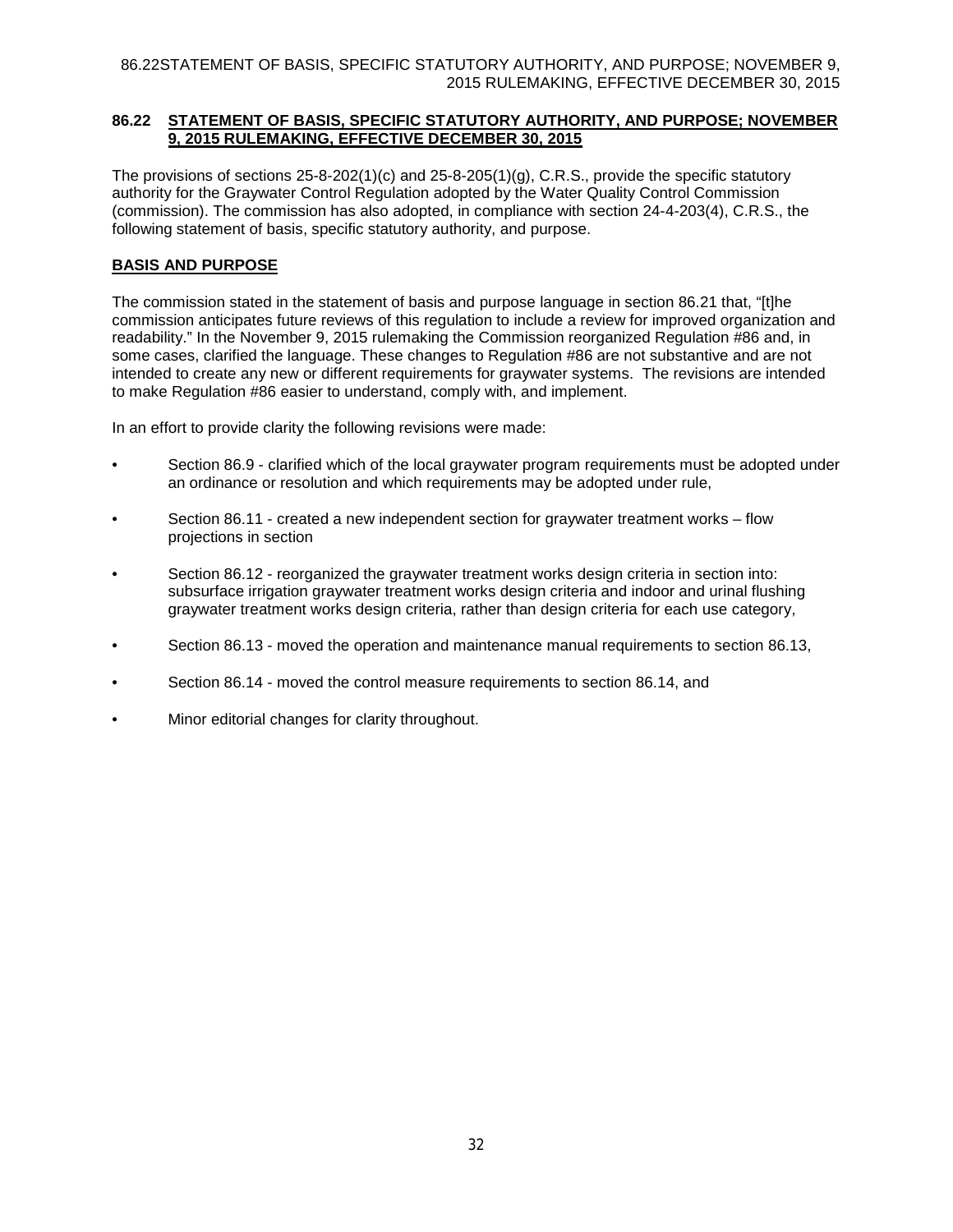## 86.22 STATEMENT OF BASIS, SPECIFIC STATUTORY AUTHORITY, AND PURPOSE; NOVEMBER 9, 2015 RULEMAKING, EFFECTIVE DECEMBER 30, 2015

The provisions of sections 25-8-202(1)(c) and 25-8-205(1)(g), C.R.S., provide the specific statutory authority for the Graywater Control Regulation adopted by the Water Quality Control Commission (commission). The commission has also adopted, in compliance with section 24-4-203(4), C.R.S., the following statement of basis, specific statutory authority, and purpose.

### BASIS AND PURPOSE

The commission stated in the statement of basis and purpose language in section 86.21 that, "[t]he commission anticipates future reviews of this regulation to include a review for improved organization and readability." In the November 9, 2015 rulemaking the Commission reorganized Regulation #86 and, in some cases, clarified the language. These changes to Regulation #86 are not substantive and are not intended to create any new or different requirements for graywater systems. The revisions are intended to make Regulation #86 easier to understand, comply with, and implement.

In an effort to provide clarity the following revisions were made:

- Section 86.9 - clarified which of the local graywater program requirements must be adopted under an ordinance or resolution and which requirements may be adopted under rule,
- Section 86.11 - created a new independent section for graywater treatment works – flow projections in section
- Section 86.12 - reorganized the graywater treatment works design criteria in section into: subsurface irrigation graywater treatment works design criteria and indoor and urinal flushing graywater treatment works design criteria, rather than design criteria for each use category,
- Section 86.13 - moved the operation and maintenance manual requirements to section 86.13,
- Section 86.14 - moved the control measure requirements to section 86.14, and
- Minor editorial changes for clarity throughout.